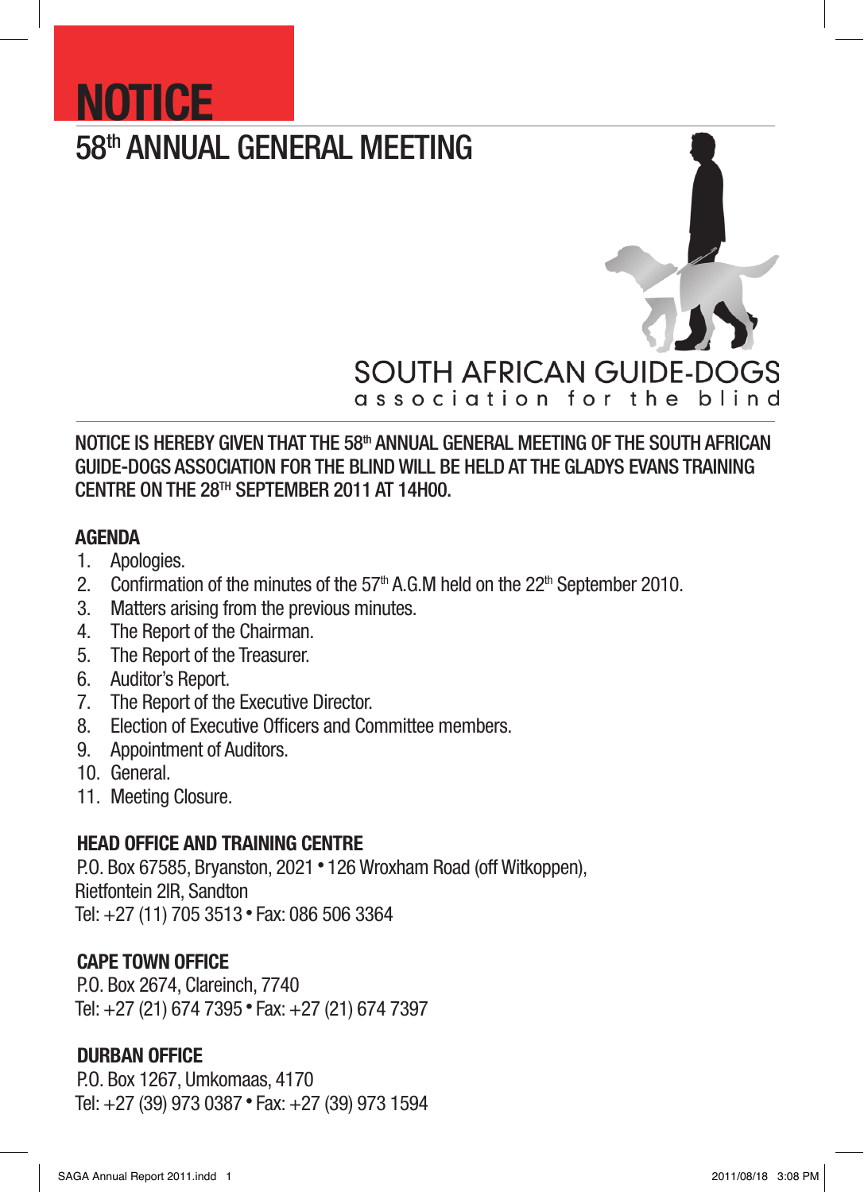# NOTICE

## 58th ANNUAL GENERAL MEETING

SOUTH AFRICAN GUIDE-DOGS
association for the blind

**NOTICE IS HEREBY GIVEN THAT THE 58th ANNUAL GENERAL MEETING OF THE SOUTH AFRICAN GUIDE-DOGS ASSOCIATION FOR THE BLIND WILL BE HELD AT THE GLADYS EVANS TRAINING CENTRE ON THE 28TH SEPTEMBER 2011 AT 14H00.**

### AGENDA

1. Apologies.
2. Confirmation of the minutes of the 57th A.G.M held on the 22th September 2010.
3. Matters arising from the previous minutes.
4. The Report of the Chairman.
5. The Report of the Treasurer.
6. Auditor's Report.
7. The Report of the Executive Director.
8. Election of Executive Officers and Committee members.
9. Appointment of Auditors.
10. General.
11. Meeting Closure.

### HEAD OFFICE AND TRAINING CENTRE

P.O. Box 67585, Bryanston, 2021 • 126 Wroxham Road (off Witkoppen),
Rietfontein 2IR, Sandton
Tel: +27 (11) 705 3513 • Fax: 086 506 3364

### CAPE TOWN OFFICE

P.O. Box 2674, Clareinch, 7740
Tel: +27 (21) 674 7395 • Fax: +27 (21) 674 7397

### DURBAN OFFICE

P.O. Box 1267, Umkomaas, 4170
Tel: +27 (39) 973 0387 • Fax: +27 (39) 973 1594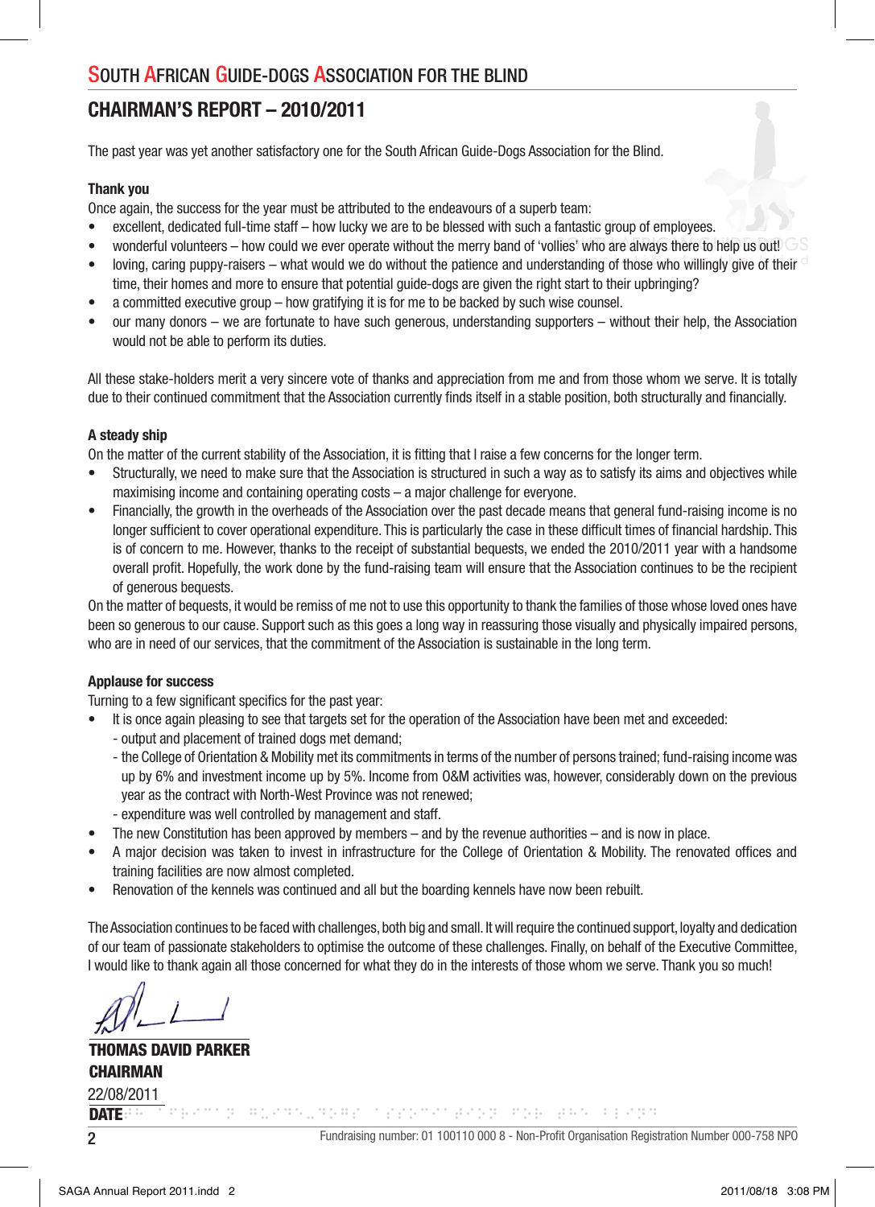# SOUTH AFRICAN GUIDE-DOGS ASSOCIATION FOR THE BLIND

## CHAIRMAN'S REPORT – 2010/2011

The past year was yet another satisfactory one for the South African Guide-Dogs Association for the Blind.

### Thank you

Once again, the success for the year must be attributed to the endeavours of a superb team:

- excellent, dedicated full-time staff – how lucky we are to be blessed with such a fantastic group of employees.
- wonderful volunteers – how could we ever operate without the merry band of 'vollies' who are always there to help us out!
- loving, caring puppy-raisers – what would we do without the patience and understanding of those who willingly give of their time, their homes and more to ensure that potential guide-dogs are given the right start to their upbringing?
- a committed executive group – how gratifying it is for me to be backed by such wise counsel.
- our many donors – we are fortunate to have such generous, understanding supporters – without their help, the Association would not be able to perform its duties.

All these stake-holders merit a very sincere vote of thanks and appreciation from me and from those whom we serve. It is totally due to their continued commitment that the Association currently finds itself in a stable position, both structurally and financially.

### A steady ship

On the matter of the current stability of the Association, it is fitting that I raise a few concerns for the longer term.

- Structurally, we need to make sure that the Association is structured in such a way as to satisfy its aims and objectives while maximising income and containing operating costs – a major challenge for everyone.
- Financially, the growth in the overheads of the Association over the past decade means that general fund-raising income is no longer sufficient to cover operational expenditure. This is particularly the case in these difficult times of financial hardship. This is of concern to me. However, thanks to the receipt of substantial bequests, we ended the 2010/2011 year with a handsome overall profit. Hopefully, the work done by the fund-raising team will ensure that the Association continues to be the recipient of generous bequests.

On the matter of bequests, it would be remiss of me not to use this opportunity to thank the families of those whose loved ones have been so generous to our cause. Support such as this goes a long way in reassuring those visually and physically impaired persons, who are in need of our services, that the commitment of the Association is sustainable in the long term.

### Applause for success

Turning to a few significant specifics for the past year:

- It is once again pleasing to see that targets set for the operation of the Association have been met and exceeded:
  - output and placement of trained dogs met demand;
  - the College of Orientation & Mobility met its commitments in terms of the number of persons trained; fund-raising income was up by 6% and investment income up by 5%. Income from O&M activities was, however, considerably down on the previous year as the contract with North-West Province was not renewed;
  - expenditure was well controlled by management and staff.
- The new Constitution has been approved by members – and by the revenue authorities – and is now in place.
- A major decision was taken to invest in infrastructure for the College of Orientation & Mobility. The renovated offices and training facilities are now almost completed.
- Renovation of the kennels was continued and all but the boarding kennels have now been rebuilt.

The Association continues to be faced with challenges, both big and small. It will require the continued support, loyalty and dedication of our team of passionate stakeholders to optimise the outcome of these challenges. Finally, on behalf of the Executive Committee, I would like to thank again all those concerned for what they do in the interests of those whom we serve. Thank you so much!

**THOMAS DAVID PARKER**
**CHAIRMAN**

22/08/2011
**DATE**

Fundraising number: 01 100110 000 8 - Non-Profit Organisation Registration Number 000-758 NPO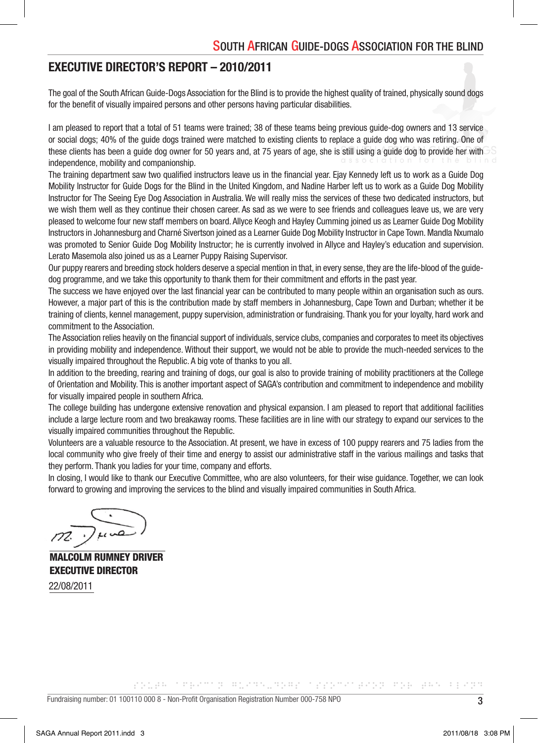## EXECUTIVE DIRECTOR'S REPORT – 2010/2011

The goal of the South African Guide-Dogs Association for the Blind is to provide the highest quality of trained, physically sound dogs for the benefit of visually impaired persons and other persons having particular disabilities.

I am pleased to report that a total of 51 teams were trained; 38 of these teams being previous guide-dog owners and 13 service or social dogs; 40% of the guide dogs trained were matched to existing clients to replace a guide dog who was retiring. One of these clients has been a guide dog owner for 50 years and, at 75 years of age, she is still using a guide dog to provide her with independence, mobility and companionship.

The training department saw two qualified instructors leave us in the financial year. Ejay Kennedy left us to work as a Guide Dog Mobility Instructor for Guide Dogs for the Blind in the United Kingdom, and Nadine Harber left us to work as a Guide Dog Mobility Instructor for The Seeing Eye Dog Association in Australia. We will really miss the services of these two dedicated instructors, but we wish them well as they continue their chosen career. As sad as we were to see friends and colleagues leave us, we are very pleased to welcome four new staff members on board. Allyce Keogh and Hayley Cumming joined us as Learner Guide Dog Mobility Instructors in Johannesburg and Charné Sivertson joined as a Learner Guide Dog Mobility Instructor in Cape Town. Mandla Nxumalo was promoted to Senior Guide Dog Mobility Instructor; he is currently involved in Allyce and Hayley's education and supervision. Lerato Masemola also joined us as a Learner Puppy Raising Supervisor.

Our puppy rearers and breeding stock holders deserve a special mention in that, in every sense, they are the life-blood of the guide-dog programme, and we take this opportunity to thank them for their commitment and efforts in the past year.

The success we have enjoyed over the last financial year can be contributed to many people within an organisation such as ours. However, a major part of this is the contribution made by staff members in Johannesburg, Cape Town and Durban; whether it be training of clients, kennel management, puppy supervision, administration or fundraising. Thank you for your loyalty, hard work and commitment to the Association.

The Association relies heavily on the financial support of individuals, service clubs, companies and corporates to meet its objectives in providing mobility and independence. Without their support, we would not be able to provide the much-needed services to the visually impaired throughout the Republic. A big vote of thanks to you all.

In addition to the breeding, rearing and training of dogs, our goal is also to provide training of mobility practitioners at the College of Orientation and Mobility. This is another important aspect of SAGA's contribution and commitment to independence and mobility for visually impaired people in southern Africa.

The college building has undergone extensive renovation and physical expansion. I am pleased to report that additional facilities include a large lecture room and two breakaway rooms. These facilities are in line with our strategy to expand our services to the visually impaired communities throughout the Republic.

Volunteers are a valuable resource to the Association. At present, we have in excess of 100 puppy rearers and 75 ladies from the local community who give freely of their time and energy to assist our administrative staff in the various mailings and tasks that they perform. Thank you ladies for your time, company and efforts.

In closing, I would like to thank our Executive Committee, who are also volunteers, for their wise guidance. Together, we can look forward to growing and improving the services to the blind and visually impaired communities in South Africa.

**MALCOLM RUMNEY DRIVER**
**EXECUTIVE DIRECTOR**
22/08/2011

Fundraising number: 01 100110 000 8 - Non-Profit Organisation Registration Number 000-758 NPO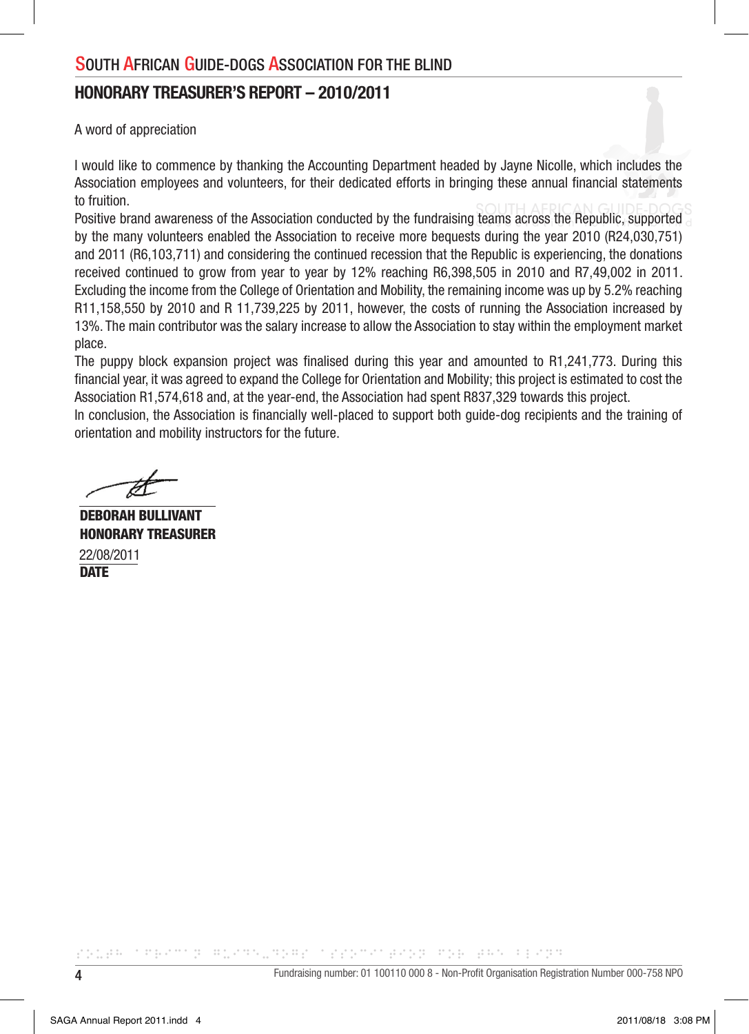## South African Guide-Dogs Association for the Blind

## HONORARY TREASURER'S REPORT – 2010/2011

A word of appreciation

I would like to commence by thanking the Accounting Department headed by Jayne Nicolle, which includes the Association employees and volunteers, for their dedicated efforts in bringing these annual financial statements to fruition.

Positive brand awareness of the Association conducted by the fundraising teams across the Republic, supported by the many volunteers enabled the Association to receive more bequests during the year 2010 (R24,030,751) and 2011 (R6,103,711) and considering the continued recession that the Republic is experiencing, the donations received continued to grow from year to year by 12% reaching R6,398,505 in 2010 and R7,49,002 in 2011. Excluding the income from the College of Orientation and Mobility, the remaining income was up by 5.2% reaching R11,158,550 by 2010 and R 11,739,225 by 2011, however, the costs of running the Association increased by 13%. The main contributor was the salary increase to allow the Association to stay within the employment market place.

The puppy block expansion project was finalised during this year and amounted to R1,241,773. During this financial year, it was agreed to expand the College for Orientation and Mobility; this project is estimated to cost the Association R1,574,618 and, at the year-end, the Association had spent R837,329 towards this project.

In conclusion, the Association is financially well-placed to support both guide-dog recipients and the training of orientation and mobility instructors for the future.

**DEBORAH BULLIVANT**
**HONORARY TREASURER**

22/08/2011
**DATE**

Fundraising number: 01 100110 000 8 - Non-Profit Organisation Registration Number 000-758 NPO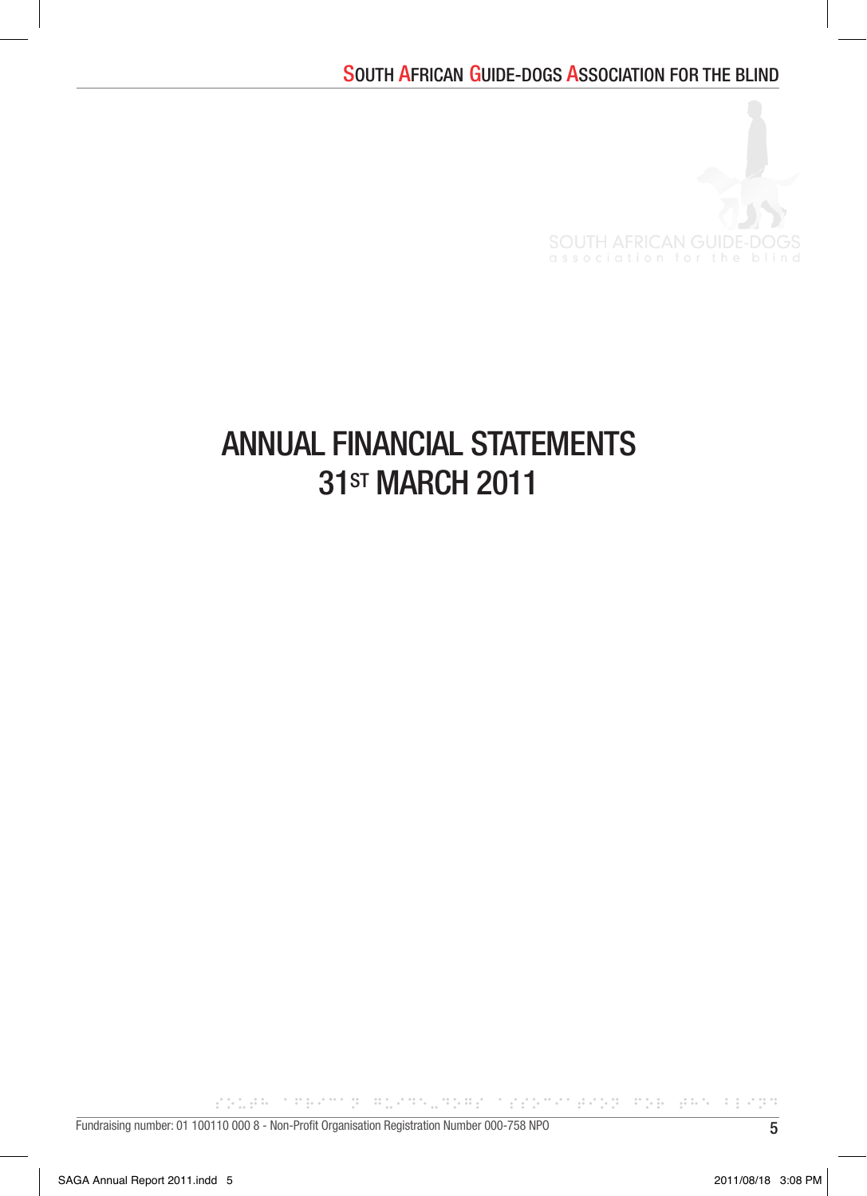# ANNUAL FINANCIAL STATEMENTS 31ST MARCH 2011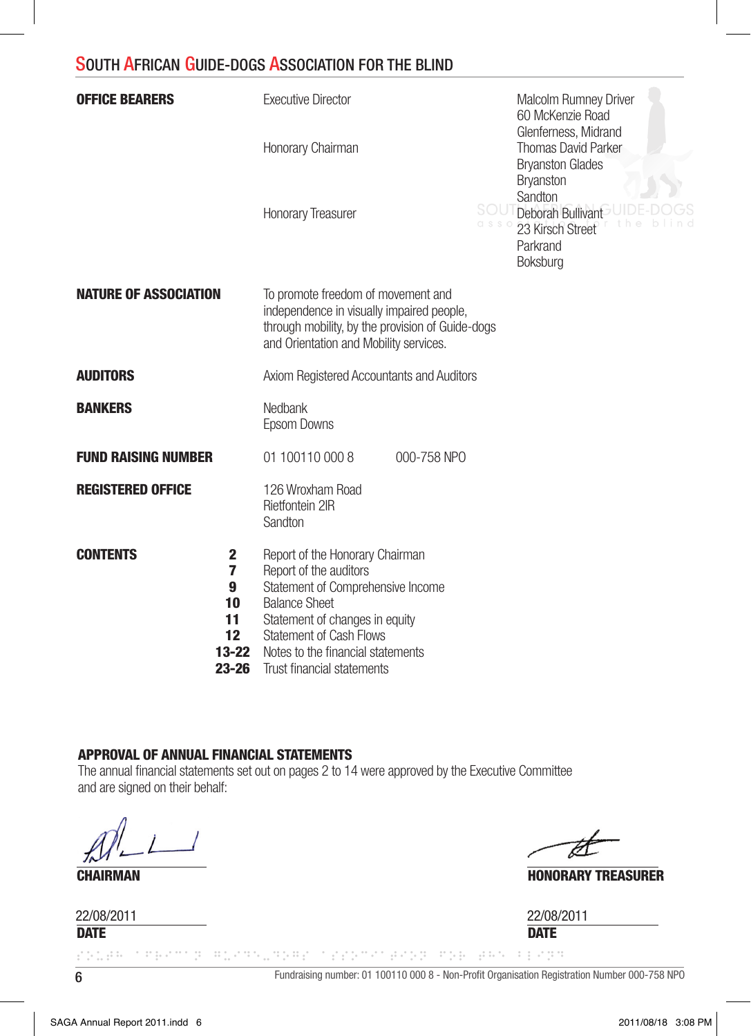## SOUTH AFRICAN GUIDE-DOGS ASSOCIATION FOR THE BLIND

| | | |
|---|---|---|
| **OFFICE BEARERS** | Executive Director | Malcolm Rumney Driver<br>60 McKenzie Road<br>Glenferness, Midrand |
| | Honorary Chairman | Thomas David Parker<br>Bryanston Glades<br>Bryanston<br>Sandton |
| | Honorary Treasurer | Deborah Bullivant<br>23 Kirsch Street<br>Parkrand<br>Boksburg |
| **NATURE OF ASSOCIATION** | To promote freedom of movement and independence in visually impaired people, through mobility, by the provision of Guide-dogs and Orientation and Mobility services. | |
| **AUDITORS** | Axiom Registered Accountants and Auditors | |
| **BANKERS** | Nedbank<br>Epsom Downs | |
| **FUND RAISING NUMBER** | 01 100110 000 8 | 000-758 NPO |
| **REGISTERED OFFICE** | 126 Wroxham Road<br>Rietfontein 2IR<br>Sandton | |

**CONTENTS**

| Page | |
|---|---|
| **2** | Report of the Honorary Chairman |
| **7** | Report of the auditors |
| **9** | Statement of Comprehensive Income |
| **10** | Balance Sheet |
| **11** | Statement of changes in equity |
| **12** | Statement of Cash Flows |
| **13-22** | Notes to the financial statements |
| **23-26** | Trust financial statements |

**APPROVAL OF ANNUAL FINANCIAL STATEMENTS**

The annual financial statements set out on pages 2 to 14 were approved by the Executive Committee and are signed on their behalf:

**CHAIRMAN**

22/08/2011
**DATE**

**HONORARY TREASURER**

22/08/2011
**DATE**

Fundraising number: 01 100110 000 8 - Non-Profit Organisation Registration Number 000-758 NPO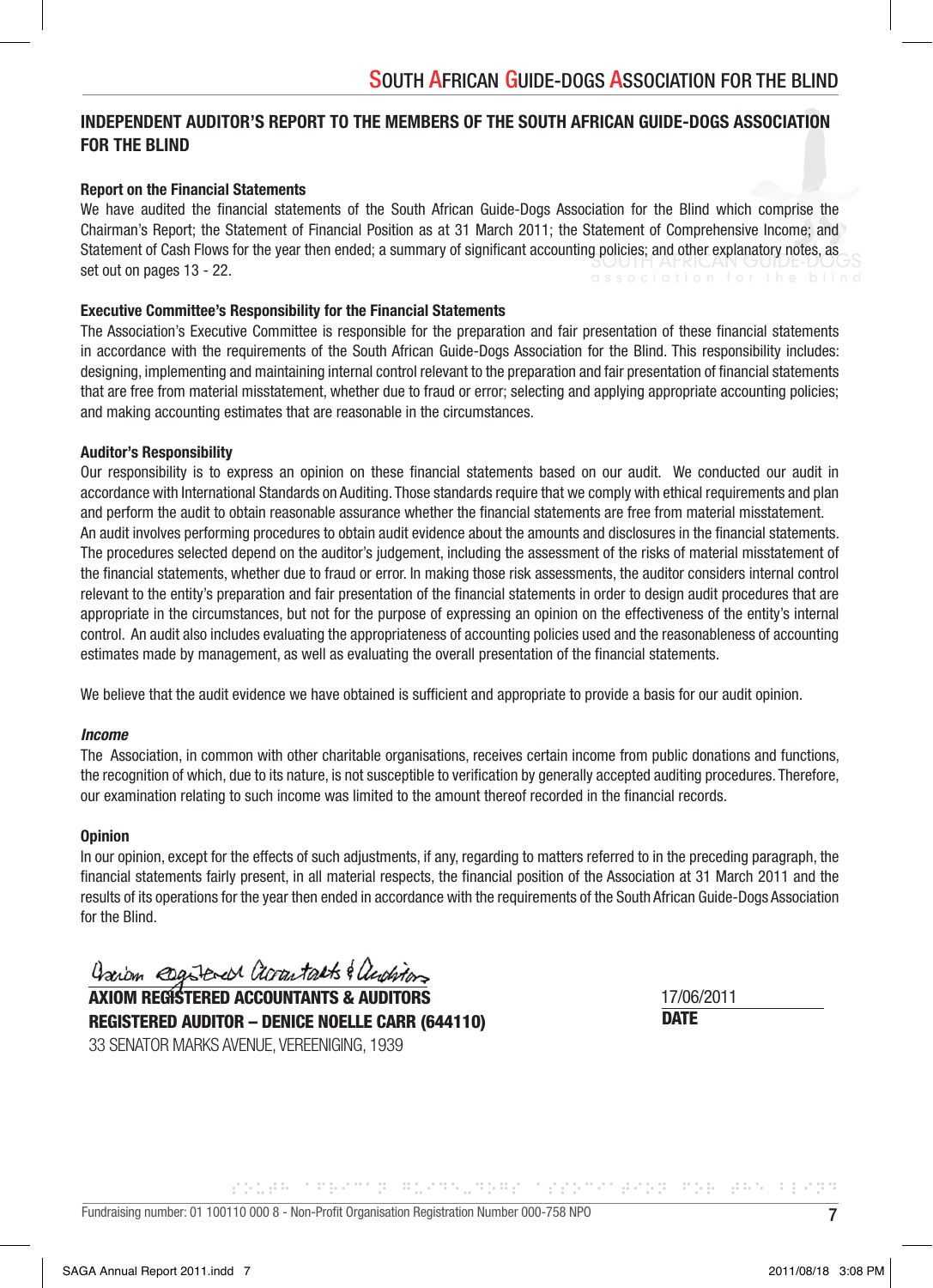## INDEPENDENT AUDITOR'S REPORT TO THE MEMBERS OF THE SOUTH AFRICAN GUIDE-DOGS ASSOCIATION FOR THE BLIND

### Report on the Financial Statements

We have audited the financial statements of the South African Guide-Dogs Association for the Blind which comprise the Chairman's Report; the Statement of Financial Position as at 31 March 2011; the Statement of Comprehensive Income; and Statement of Cash Flows for the year then ended; a summary of significant accounting policies; and other explanatory notes, as set out on pages 13 - 22.

### Executive Committee's Responsibility for the Financial Statements

The Association's Executive Committee is responsible for the preparation and fair presentation of these financial statements in accordance with the requirements of the South African Guide-Dogs Association for the Blind. This responsibility includes: designing, implementing and maintaining internal control relevant to the preparation and fair presentation of financial statements that are free from material misstatement, whether due to fraud or error; selecting and applying appropriate accounting policies; and making accounting estimates that are reasonable in the circumstances.

### Auditor's Responsibility

Our responsibility is to express an opinion on these financial statements based on our audit. We conducted our audit in accordance with International Standards on Auditing. Those standards require that we comply with ethical requirements and plan and perform the audit to obtain reasonable assurance whether the financial statements are free from material misstatement.
An audit involves performing procedures to obtain audit evidence about the amounts and disclosures in the financial statements. The procedures selected depend on the auditor's judgement, including the assessment of the risks of material misstatement of the financial statements, whether due to fraud or error. In making those risk assessments, the auditor considers internal control relevant to the entity's preparation and fair presentation of the financial statements in order to design audit procedures that are appropriate in the circumstances, but not for the purpose of expressing an opinion on the effectiveness of the entity's internal control. An audit also includes evaluating the appropriateness of accounting policies used and the reasonableness of accounting estimates made by management, as well as evaluating the overall presentation of the financial statements.

We believe that the audit evidence we have obtained is sufficient and appropriate to provide a basis for our audit opinion.

***Income***

The Association, in common with other charitable organisations, receives certain income from public donations and functions, the recognition of which, due to its nature, is not susceptible to verification by generally accepted auditing procedures. Therefore, our examination relating to such income was limited to the amount thereof recorded in the financial records.

### Opinion

In our opinion, except for the effects of such adjustments, if any, regarding to matters referred to in the preceding paragraph, the financial statements fairly present, in all material respects, the financial position of the Association at 31 March 2011 and the results of its operations for the year then ended in accordance with the requirements of the South African Guide-Dogs Association for the Blind.

*Axiom Registered Accountants & Auditors*

**AXIOM REGISTERED ACCOUNTANTS & AUDITORS**
**REGISTERED AUDITOR – DENICE NOELLE CARR (644110)**
33 SENATOR MARKS AVENUE, VEREENIGING, 1939

17/06/2011
**DATE**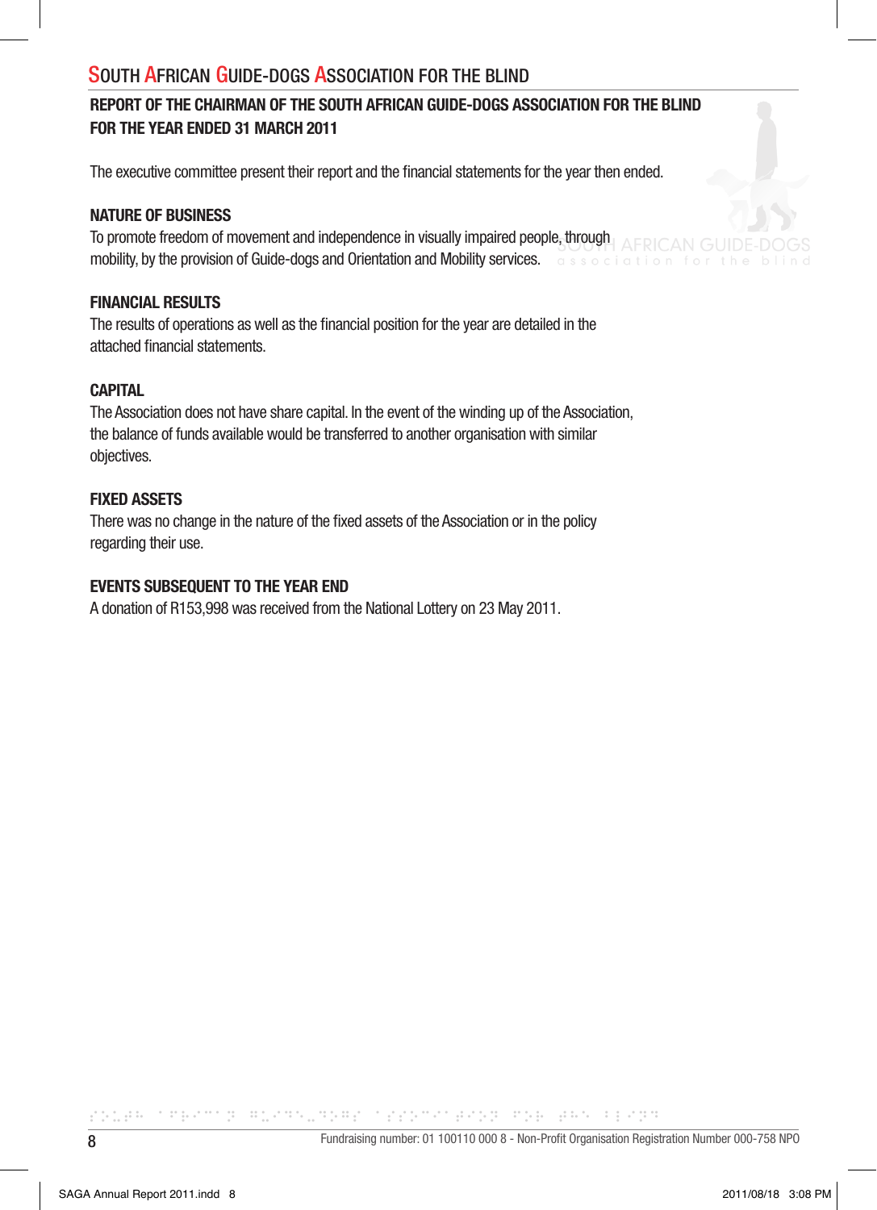## REPORT OF THE CHAIRMAN OF THE SOUTH AFRICAN GUIDE-DOGS ASSOCIATION FOR THE BLIND FOR THE YEAR ENDED 31 MARCH 2011

The executive committee present their report and the financial statements for the year then ended.

### NATURE OF BUSINESS

To promote freedom of movement and independence in visually impaired people, through mobility, by the provision of Guide-dogs and Orientation and Mobility services.

### FINANCIAL RESULTS

The results of operations as well as the financial position for the year are detailed in the attached financial statements.

### CAPITAL

The Association does not have share capital. In the event of the winding up of the Association, the balance of funds available would be transferred to another organisation with similar objectives.

### FIXED ASSETS

There was no change in the nature of the fixed assets of the Association or in the policy regarding their use.

### EVENTS SUBSEQUENT TO THE YEAR END

A donation of R153,998 was received from the National Lottery on 23 May 2011.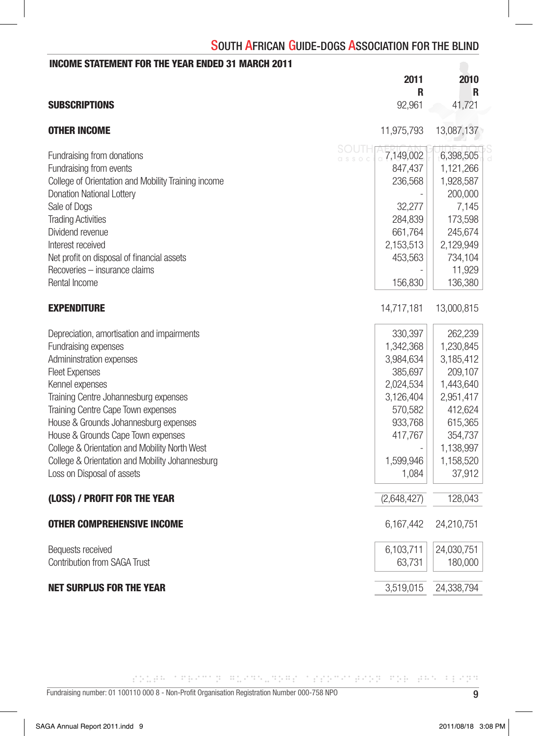## INCOME STATEMENT FOR THE YEAR ENDED 31 MARCH 2011

| | 2011 R | 2010 R |
|---|---|---|
| **SUBSCRIPTIONS** | 92,961 | 41,721 |
| **OTHER INCOME** | 11,975,793 | 13,087,137 |
| Fundraising from donations | 7,149,002 | 6,398,505 |
| Fundraising from events | 847,437 | 1,121,266 |
| College of Orientation and Mobility Training income | 236,568 | 1,928,587 |
| Donation National Lottery | - | 200,000 |
| Sale of Dogs | 32,277 | 7,145 |
| Trading Activities | 284,839 | 173,598 |
| Dividend revenue | 661,764 | 245,674 |
| Interest received | 2,153,513 | 2,129,949 |
| Net profit on disposal of financial assets | 453,563 | 734,104 |
| Recoveries – insurance claims | - | 11,929 |
| Rental Income | 156,830 | 136,380 |
| **EXPENDITURE** | 14,717,181 | 13,000,815 |
| Depreciation, amortisation and impairments | 330,397 | 262,239 |
| Fundraising expenses | 1,342,368 | 1,230,845 |
| Admininstration expenses | 3,984,634 | 3,185,412 |
| Fleet Expenses | 385,697 | 209,107 |
| Kennel expenses | 2,024,534 | 1,443,640 |
| Training Centre Johannesburg expenses | 3,126,404 | 2,951,417 |
| Training Centre Cape Town expenses | 570,582 | 412,624 |
| House & Grounds Johannesburg expenses | 933,768 | 615,365 |
| House & Grounds Cape Town expenses | 417,767 | 354,737 |
| College & Orientation and Mobility North West | - | 1,138,997 |
| College & Orientation and Mobility Johannesburg | 1,599,946 | 1,158,520 |
| Loss on Disposal of assets | 1,084 | 37,912 |
| **(LOSS) / PROFIT FOR THE YEAR** | (2,648,427) | 128,043 |
| **OTHER COMPREHENSIVE INCOME** | 6,167,442 | 24,210,751 |
| Bequests received | 6,103,711 | 24,030,751 |
| Contribution from SAGA Trust | 63,731 | 180,000 |
| **NET SURPLUS FOR THE YEAR** | 3,519,015 | 24,338,794 |

Fundraising number: 01 100110 000 8 - Non-Profit Organisation Registration Number 000-758 NPO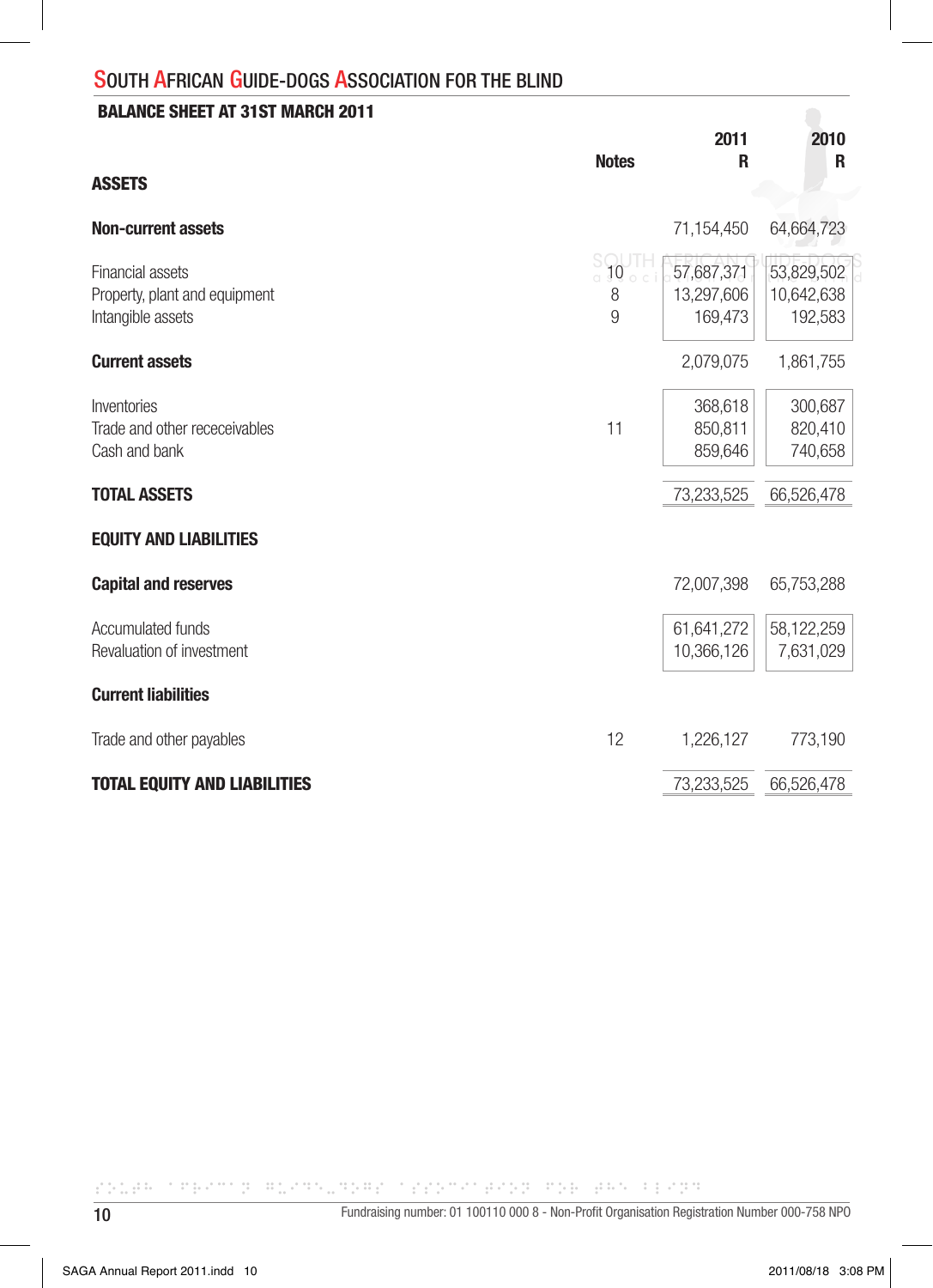# SOUTH AFRICAN GUIDE-DOGS ASSOCIATION FOR THE BLIND

## BALANCE SHEET AT 31ST MARCH 2011

| | Notes | 2011 R | 2010 R |
|---|---|---|---|
| **ASSETS** | | | |
| **Non-current assets** | | 71,154,450 | 64,664,723 |
| Financial assets | 10 | 57,687,371 | 53,829,502 |
| Property, plant and equipment | 8 | 13,297,606 | 10,642,638 |
| Intangible assets | 9 | 169,473 | 192,583 |
| **Current assets** | | 2,079,075 | 1,861,755 |
| Inventories | | 368,618 | 300,687 |
| Trade and other receceivables | 11 | 850,811 | 820,410 |
| Cash and bank | | 859,646 | 740,658 |
| **TOTAL ASSETS** | | 73,233,525 | 66,526,478 |
| **EQUITY AND LIABILITIES** | | | |
| **Capital and reserves** | | 72,007,398 | 65,753,288 |
| Accumulated funds | | 61,641,272 | 58,122,259 |
| Revaluation of investment | | 10,366,126 | 7,631,029 |
| **Current liabilities** | | | |
| Trade and other payables | 12 | 1,226,127 | 773,190 |
| **TOTAL EQUITY AND LIABILITIES** | | 73,233,525 | 66,526,478 |

Fundraising number: 01 100110 000 8 - Non-Profit Organisation Registration Number 000-758 NPO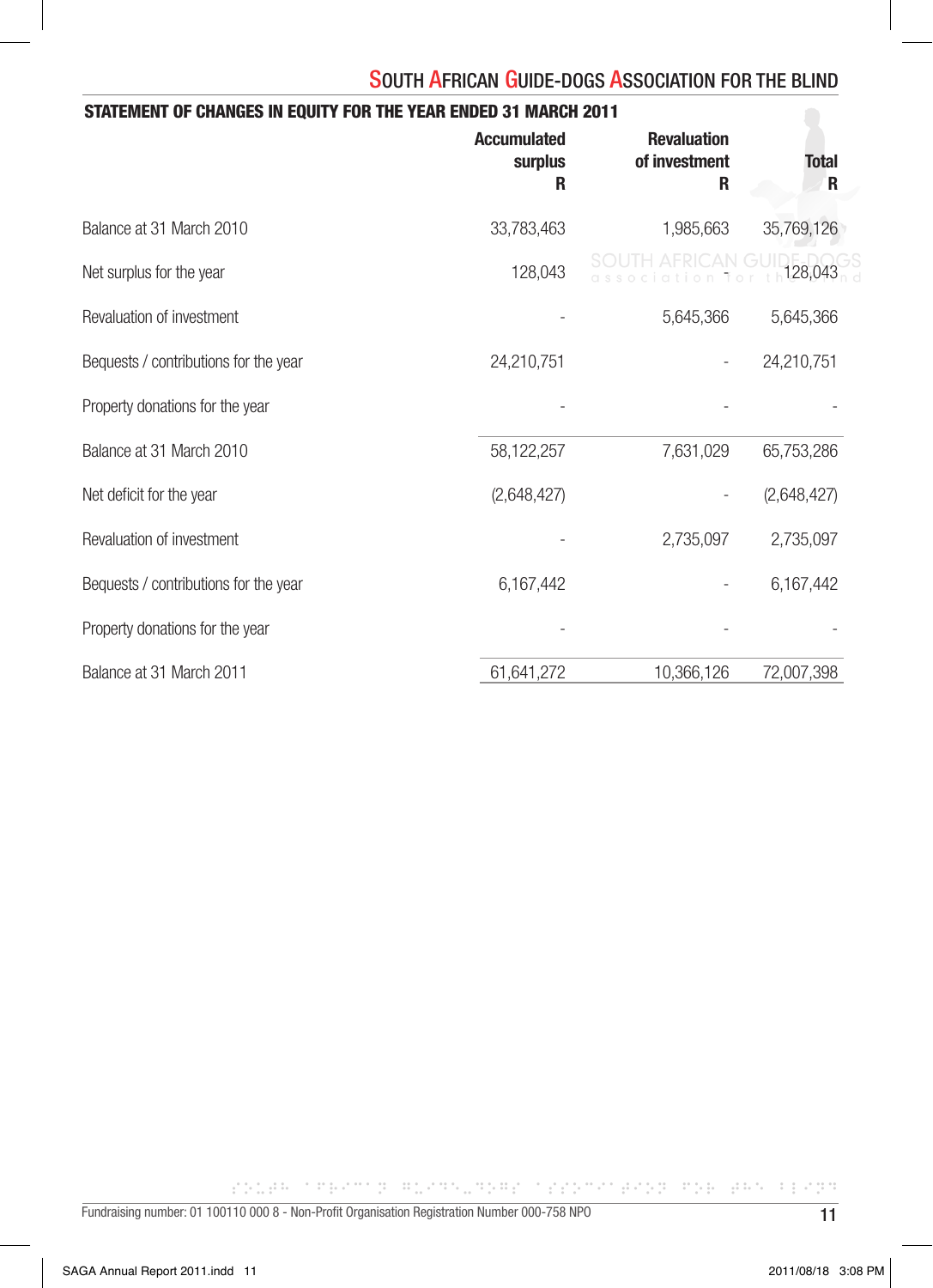## STATEMENT OF CHANGES IN EQUITY FOR THE YEAR ENDED 31 MARCH 2011

| | Accumulated surplus R | Revaluation of investment R | Total R |
|---|---|---|---|
| Balance at 31 March 2010 | 33,783,463 | 1,985,663 | 35,769,126 |
| Net surplus for the year | 128,043 | - | 128,043 |
| Revaluation of investment | - | 5,645,366 | 5,645,366 |
| Bequests / contributions for the year | 24,210,751 | - | 24,210,751 |
| Property donations for the year | - | - | - |
| Balance at 31 March 2010 | 58,122,257 | 7,631,029 | 65,753,286 |
| Net deficit for the year | (2,648,427) | - | (2,648,427) |
| Revaluation of investment | - | 2,735,097 | 2,735,097 |
| Bequests / contributions for the year | 6,167,442 | - | 6,167,442 |
| Property donations for the year | - | - | - |
| Balance at 31 March 2011 | 61,641,272 | 10,366,126 | 72,007,398 |

Fundraising number: 01 100110 000 8 - Non-Profit Organisation Registration Number 000-758 NPO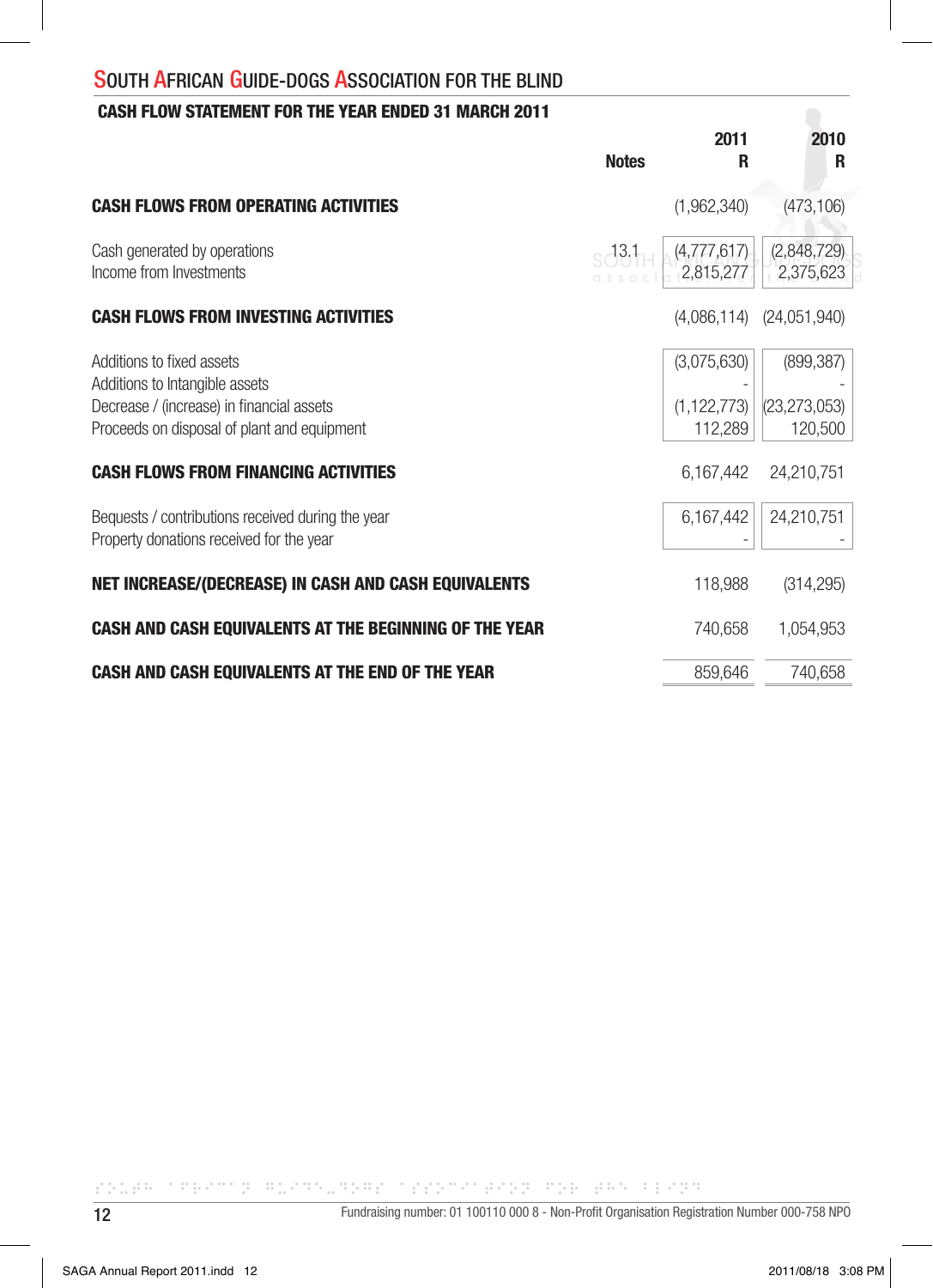## SOUTH AFRICAN GUIDE-DOGS ASSOCIATION FOR THE BLIND

### CASH FLOW STATEMENT FOR THE YEAR ENDED 31 MARCH 2011

| | Notes | 2011 R | 2010 R |
|---|---|---|---|
| **CASH FLOWS FROM OPERATING ACTIVITIES** | | (1,962,340) | (473,106) |
| Cash generated by operations | 13.1 | (4,777,617) | (2,848,729) |
| Income from Investments | | 2,815,277 | 2,375,623 |
| **CASH FLOWS FROM INVESTING ACTIVITIES** | | (4,086,114) | (24,051,940) |
| Additions to fixed assets | | (3,075,630) | (899,387) |
| Additions to Intangible assets | | - | - |
| Decrease / (increase) in financial assets | | (1,122,773) | (23,273,053) |
| Proceeds on disposal of plant and equipment | | 112,289 | 120,500 |
| **CASH FLOWS FROM FINANCING ACTIVITIES** | | 6,167,442 | 24,210,751 |
| Bequests / contributions received during the year | | 6,167,442 | 24,210,751 |
| Property donations received for the year | | - | - |
| **NET INCREASE/(DECREASE) IN CASH AND CASH EQUIVALENTS** | | 118,988 | (314,295) |
| **CASH AND CASH EQUIVALENTS AT THE BEGINNING OF THE YEAR** | | 740,658 | 1,054,953 |
| **CASH AND CASH EQUIVALENTS AT THE END OF THE YEAR** | | 859,646 | 740,658 |

Fundraising number: 01 100110 000 8 - Non-Profit Organisation Registration Number 000-758 NPO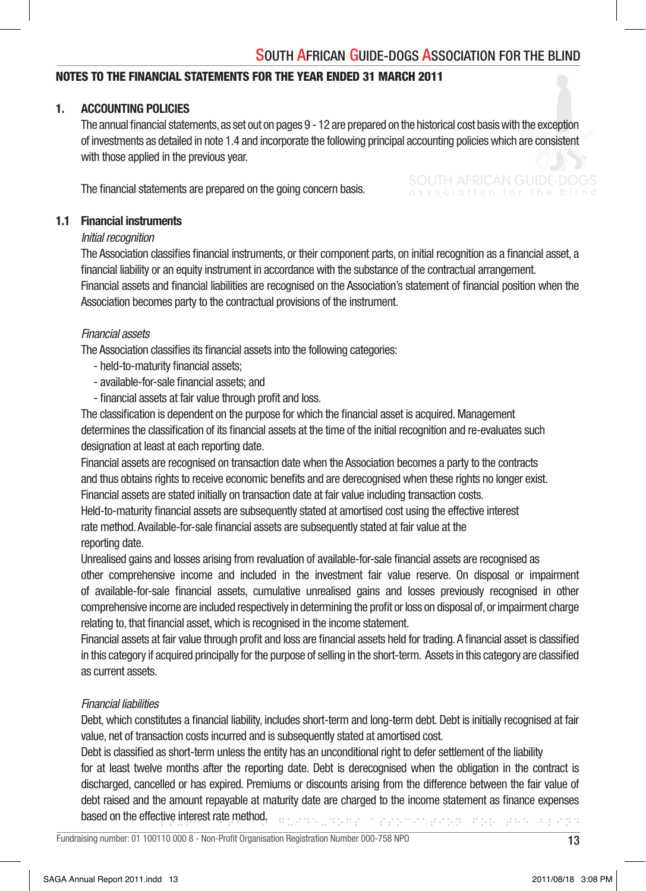## NOTES TO THE FINANCIAL STATEMENTS FOR THE YEAR ENDED 31 MARCH 2011

### 1. ACCOUNTING POLICIES

The annual financial statements, as set out on pages 9 - 12 are prepared on the historical cost basis with the exception of investments as detailed in note 1.4 and incorporate the following principal accounting policies which are consistent with those applied in the previous year.

The financial statements are prepared on the going concern basis.

### 1.1 Financial instruments

*Initial recognition*

The Association classifies financial instruments, or their component parts, on initial recognition as a financial asset, a financial liability or an equity instrument in accordance with the substance of the contractual arrangement. Financial assets and financial liabilities are recognised on the Association's statement of financial position when the Association becomes party to the contractual provisions of the instrument.

*Financial assets*

The Association classifies its financial assets into the following categories:

- held-to-maturity financial assets;
- available-for-sale financial assets; and
- financial assets at fair value through profit and loss.

The classification is dependent on the purpose for which the financial asset is acquired. Management determines the classification of its financial assets at the time of the initial recognition and re-evaluates such designation at least at each reporting date.

Financial assets are recognised on transaction date when the Association becomes a party to the contracts and thus obtains rights to receive economic benefits and are derecognised when these rights no longer exist.

Financial assets are stated initially on transaction date at fair value including transaction costs.

Held-to-maturity financial assets are subsequently stated at amortised cost using the effective interest rate method. Available-for-sale financial assets are subsequently stated at fair value at the reporting date.

Unrealised gains and losses arising from revaluation of available-for-sale financial assets are recognised as other comprehensive income and included in the investment fair value reserve. On disposal or impairment of available-for-sale financial assets, cumulative unrealised gains and losses previously recognised in other comprehensive income are included respectively in determining the profit or loss on disposal of, or impairment charge relating to, that financial asset, which is recognised in the income statement.

Financial assets at fair value through profit and loss are financial assets held for trading. A financial asset is classified in this category if acquired principally for the purpose of selling in the short-term. Assets in this category are classified as current assets.

*Financial liabilities*

Debt, which constitutes a financial liability, includes short-term and long-term debt. Debt is initially recognised at fair value, net of transaction costs incurred and is subsequently stated at amortised cost.

Debt is classified as short-term unless the entity has an unconditional right to defer settlement of the liability for at least twelve months after the reporting date. Debt is derecognised when the obligation in the contract is discharged, cancelled or has expired. Premiums or discounts arising from the difference between the fair value of debt raised and the amount repayable at maturity date are charged to the income statement as finance expenses based on the effective interest rate method.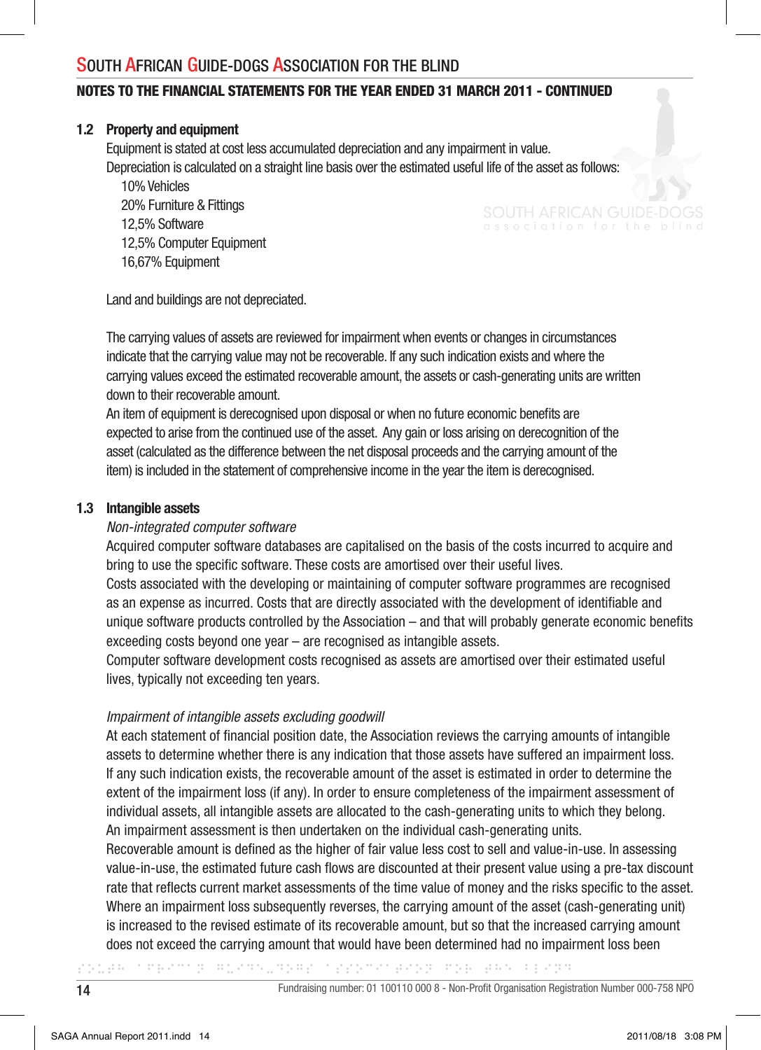### 1.2 Property and equipment

Equipment is stated at cost less accumulated depreciation and any impairment in value.

Depreciation is calculated on a straight line basis over the estimated useful life of the asset as follows:

- 10% Vehicles
- 20% Furniture & Fittings
- 12,5% Software
- 12,5% Computer Equipment
- 16,67% Equipment

Land and buildings are not depreciated.

The carrying values of assets are reviewed for impairment when events or changes in circumstances indicate that the carrying value may not be recoverable. If any such indication exists and where the carrying values exceed the estimated recoverable amount, the assets or cash-generating units are written down to their recoverable amount.

An item of equipment is derecognised upon disposal or when no future economic benefits are expected to arise from the continued use of the asset. Any gain or loss arising on derecognition of the asset (calculated as the difference between the net disposal proceeds and the carrying amount of the item) is included in the statement of comprehensive income in the year the item is derecognised.

### 1.3 Intangible assets

*Non-integrated computer software*

Acquired computer software databases are capitalised on the basis of the costs incurred to acquire and bring to use the specific software. These costs are amortised over their useful lives.

Costs associated with the developing or maintaining of computer software programmes are recognised as an expense as incurred. Costs that are directly associated with the development of identifiable and unique software products controlled by the Association – and that will probably generate economic benefits exceeding costs beyond one year – are recognised as intangible assets.

Computer software development costs recognised as assets are amortised over their estimated useful lives, typically not exceeding ten years.

*Impairment of intangible assets excluding goodwill*

At each statement of financial position date, the Association reviews the carrying amounts of intangible assets to determine whether there is any indication that those assets have suffered an impairment loss. If any such indication exists, the recoverable amount of the asset is estimated in order to determine the extent of the impairment loss (if any). In order to ensure completeness of the impairment assessment of individual assets, all intangible assets are allocated to the cash-generating units to which they belong. An impairment assessment is then undertaken on the individual cash-generating units.

Recoverable amount is defined as the higher of fair value less cost to sell and value-in-use. In assessing value-in-use, the estimated future cash flows are discounted at their present value using a pre-tax discount rate that reflects current market assessments of the time value of money and the risks specific to the asset. Where an impairment loss subsequently reverses, the carrying amount of the asset (cash-generating unit) is increased to the revised estimate of its recoverable amount, but so that the increased carrying amount does not exceed the carrying amount that would have been determined had no impairment loss been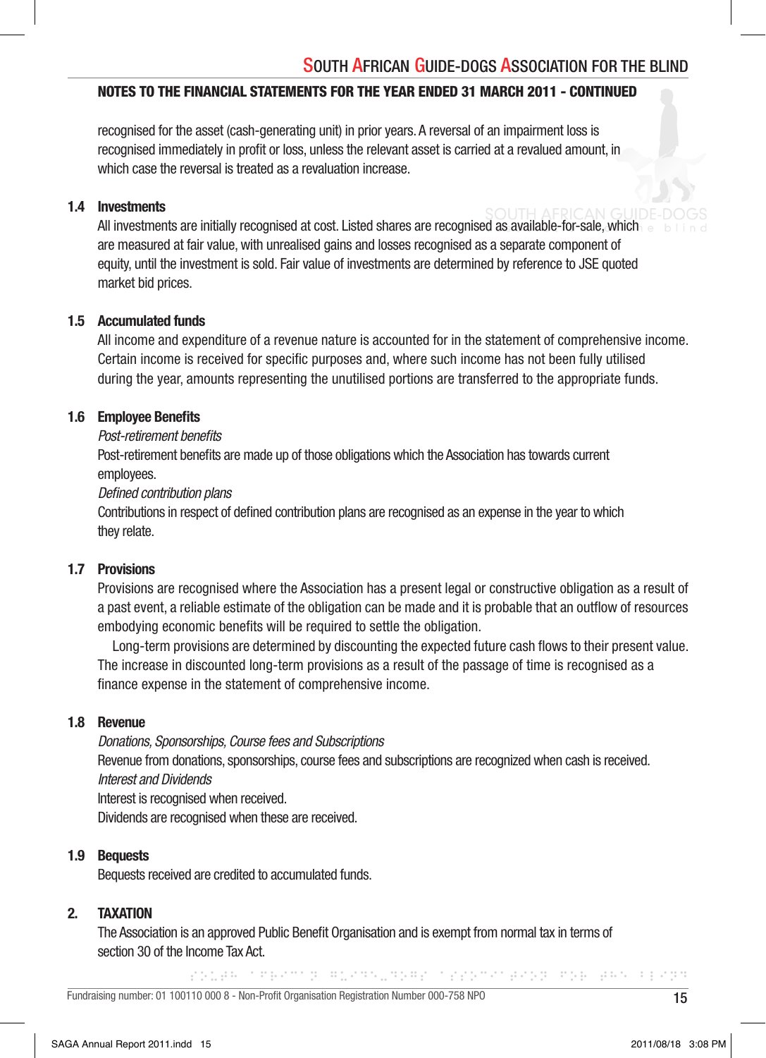## NOTES TO THE FINANCIAL STATEMENTS FOR THE YEAR ENDED 31 MARCH 2011 - CONTINUED

recognised for the asset (cash-generating unit) in prior years. A reversal of an impairment loss is recognised immediately in profit or loss, unless the relevant asset is carried at a revalued amount, in which case the reversal is treated as a revaluation increase.

### 1.4 Investments

All investments are initially recognised at cost. Listed shares are recognised as available-for-sale, which are measured at fair value, with unrealised gains and losses recognised as a separate component of equity, until the investment is sold. Fair value of investments are determined by reference to JSE quoted market bid prices.

### 1.5 Accumulated funds

All income and expenditure of a revenue nature is accounted for in the statement of comprehensive income. Certain income is received for specific purposes and, where such income has not been fully utilised during the year, amounts representing the unutilised portions are transferred to the appropriate funds.

### 1.6 Employee Benefits

*Post-retirement benefits*

Post-retirement benefits are made up of those obligations which the Association has towards current employees.

*Defined contribution plans*

Contributions in respect of defined contribution plans are recognised as an expense in the year to which they relate.

### 1.7 Provisions

Provisions are recognised where the Association has a present legal or constructive obligation as a result of a past event, a reliable estimate of the obligation can be made and it is probable that an outflow of resources embodying economic benefits will be required to settle the obligation.

Long-term provisions are determined by discounting the expected future cash flows to their present value. The increase in discounted long-term provisions as a result of the passage of time is recognised as a finance expense in the statement of comprehensive income.

### 1.8 Revenue

*Donations, Sponsorships, Course fees and Subscriptions*

Revenue from donations, sponsorships, course fees and subscriptions are recognized when cash is received.

*Interest and Dividends*

Interest is recognised when received.

Dividends are recognised when these are received.

### 1.9 Bequests

Bequests received are credited to accumulated funds.

## 2. TAXATION

The Association is an approved Public Benefit Organisation and is exempt from normal tax in terms of section 30 of the Income Tax Act.

Fundraising number: 01 100110 000 8 - Non-Profit Organisation Registration Number 000-758 NPO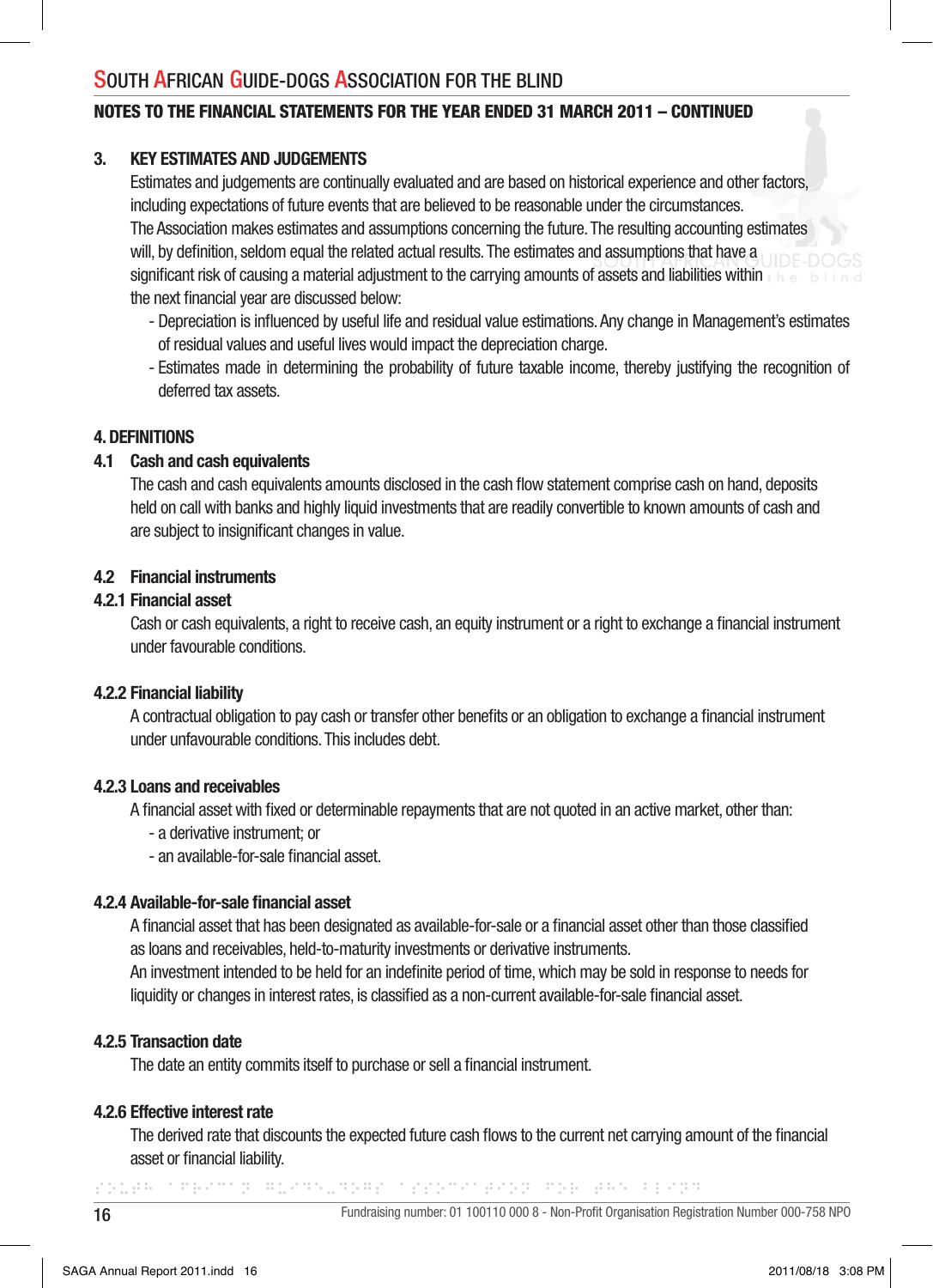# SOUTH AFRICAN GUIDE-DOGS ASSOCIATION FOR THE BLIND

## NOTES TO THE FINANCIAL STATEMENTS FOR THE YEAR ENDED 31 MARCH 2011 – CONTINUED

### 3. KEY ESTIMATES AND JUDGEMENTS

Estimates and judgements are continually evaluated and are based on historical experience and other factors, including expectations of future events that are believed to be reasonable under the circumstances.

The Association makes estimates and assumptions concerning the future. The resulting accounting estimates will, by definition, seldom equal the related actual results. The estimates and assumptions that have a significant risk of causing a material adjustment to the carrying amounts of assets and liabilities within the next financial year are discussed below:

- Depreciation is influenced by useful life and residual value estimations. Any change in Management's estimates of residual values and useful lives would impact the depreciation charge.
- Estimates made in determining the probability of future taxable income, thereby justifying the recognition of deferred tax assets.

### 4. DEFINITIONS

#### 4.1 Cash and cash equivalents

The cash and cash equivalents amounts disclosed in the cash flow statement comprise cash on hand, deposits held on call with banks and highly liquid investments that are readily convertible to known amounts of cash and are subject to insignificant changes in value.

#### 4.2 Financial instruments

##### 4.2.1 Financial asset

Cash or cash equivalents, a right to receive cash, an equity instrument or a right to exchange a financial instrument under favourable conditions.

##### 4.2.2 Financial liability

A contractual obligation to pay cash or transfer other benefits or an obligation to exchange a financial instrument under unfavourable conditions. This includes debt.

##### 4.2.3 Loans and receivables

A financial asset with fixed or determinable repayments that are not quoted in an active market, other than:

- a derivative instrument; or
- an available-for-sale financial asset.

##### 4.2.4 Available-for-sale financial asset

A financial asset that has been designated as available-for-sale or a financial asset other than those classified as loans and receivables, held-to-maturity investments or derivative instruments.

An investment intended to be held for an indefinite period of time, which may be sold in response to needs for liquidity or changes in interest rates, is classified as a non-current available-for-sale financial asset.

##### 4.2.5 Transaction date

The date an entity commits itself to purchase or sell a financial instrument.

##### 4.2.6 Effective interest rate

The derived rate that discounts the expected future cash flows to the current net carrying amount of the financial asset or financial liability.

Fundraising number: 01 100110 000 8 - Non-Profit Organisation Registration Number 000-758 NPO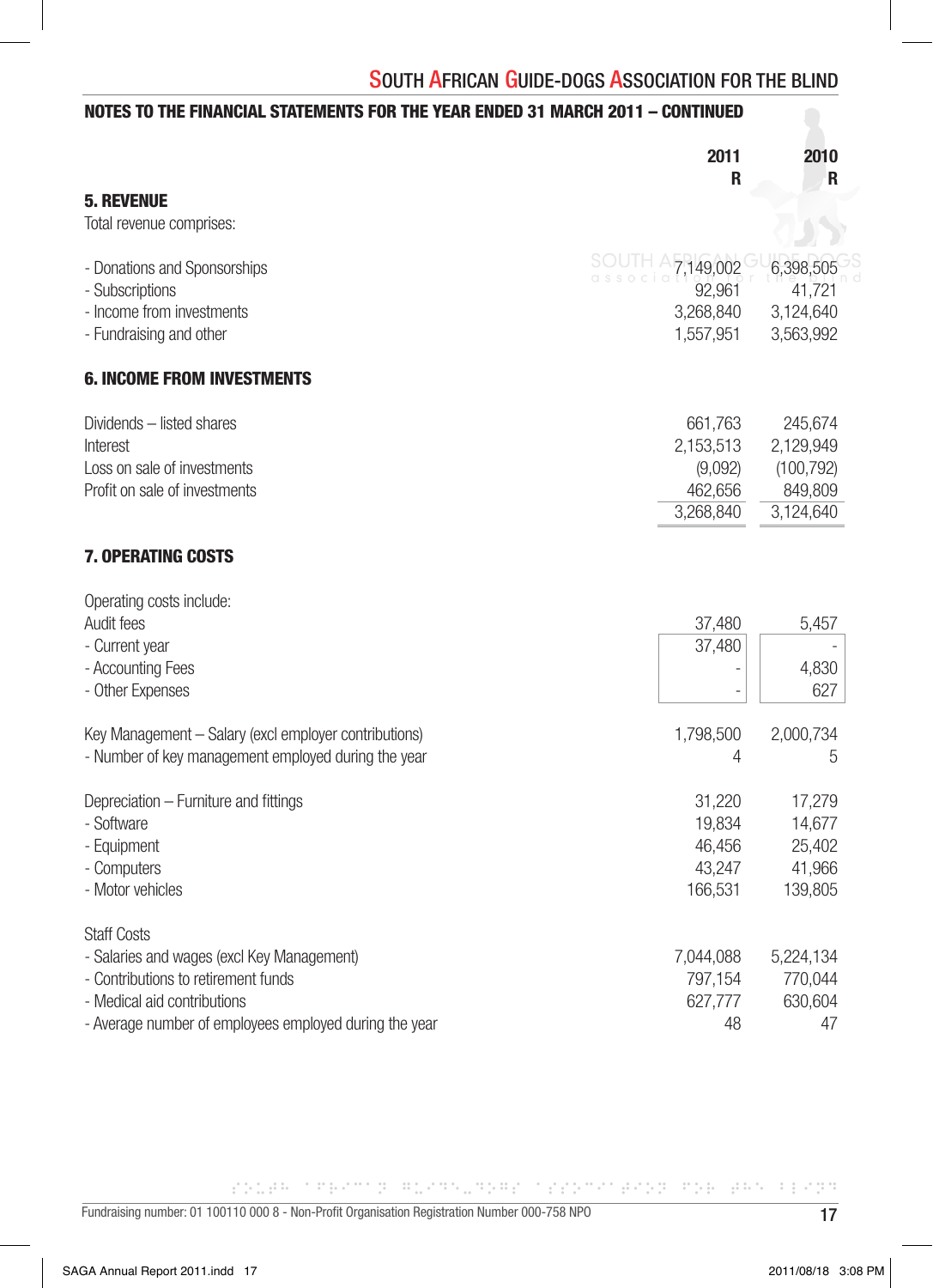## NOTES TO THE FINANCIAL STATEMENTS FOR THE YEAR ENDED 31 MARCH 2011 – CONTINUED

| | 2011 R | 2010 R |
|---|---|---|
| **5. REVENUE** | | |
| Total revenue comprises: | | |
| - Donations and Sponsorships | 7,149,002 | 6,398,505 |
| - Subscriptions | 92,961 | 41,721 |
| - Income from investments | 3,268,840 | 3,124,640 |
| - Fundraising and other | 1,557,951 | 3,563,992 |
| **6. INCOME FROM INVESTMENTS** | | |
| Dividends – listed shares | 661,763 | 245,674 |
| Interest | 2,153,513 | 2,129,949 |
| Loss on sale of investments | (9,092) | (100,792) |
| Profit on sale of investments | 462,656 | 849,809 |
| | 3,268,840 | 3,124,640 |
| **7. OPERATING COSTS** | | |
| Operating costs include: | | |
| Audit fees | 37,480 | 5,457 |
| - Current year | 37,480 | - |
| - Accounting Fees | - | 4,830 |
| - Other Expenses | - | 627 |
| Key Management – Salary (excl employer contributions) | 1,798,500 | 2,000,734 |
| - Number of key management employed during the year | 4 | 5 |
| Depreciation – Furniture and fittings | 31,220 | 17,279 |
| - Software | 19,834 | 14,677 |
| - Equipment | 46,456 | 25,402 |
| - Computers | 43,247 | 41,966 |
| - Motor vehicles | 166,531 | 139,805 |
| Staff Costs | | |
| - Salaries and wages (excl Key Management) | 7,044,088 | 5,224,134 |
| - Contributions to retirement funds | 797,154 | 770,044 |
| - Medical aid contributions | 627,777 | 630,604 |
| - Average number of employees employed during the year | 48 | 47 |

Fundraising number: 01 100110 000 8 - Non-Profit Organisation Registration Number 000-758 NPO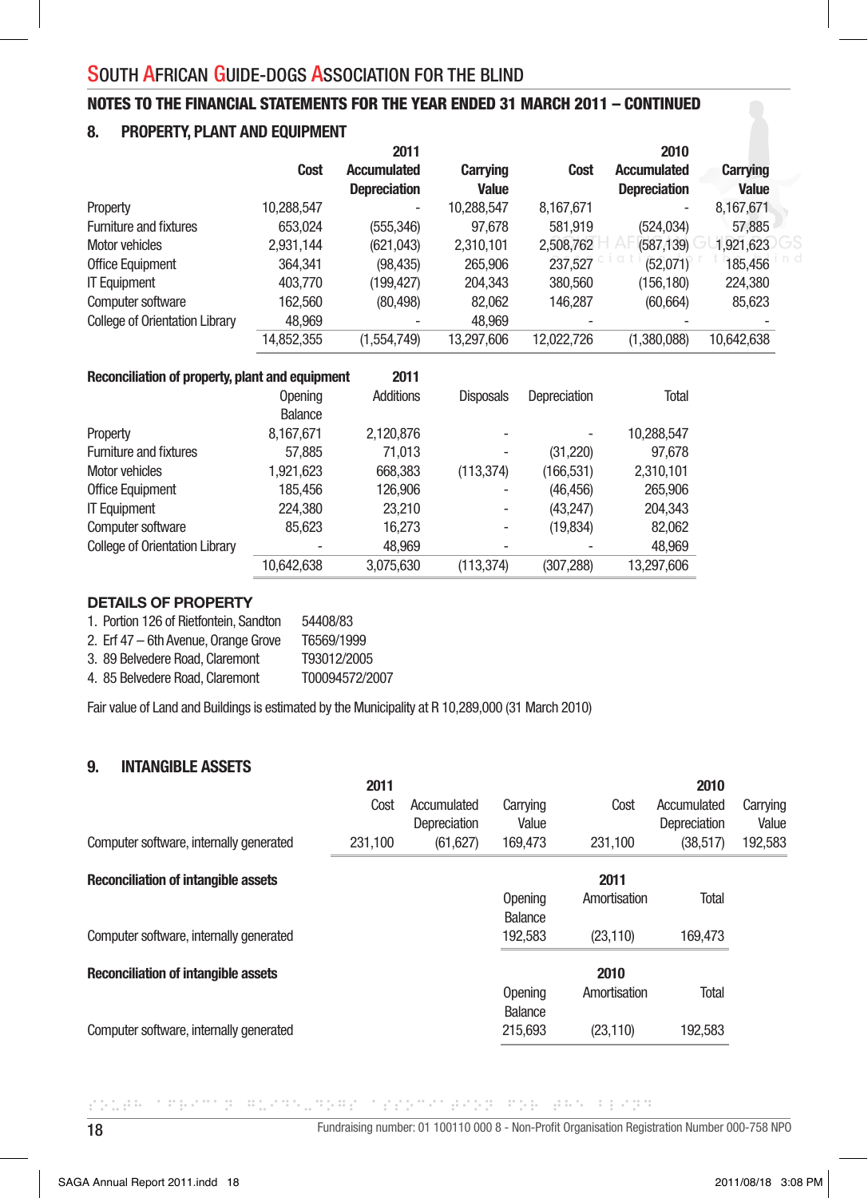## NOTES TO THE FINANCIAL STATEMENTS FOR THE YEAR ENDED 31 MARCH 2011 – CONTINUED

### 8. PROPERTY, PLANT AND EQUIPMENT

| | 2011 | | | 2010 | | |
|---|---|---|---|---|---|---|
| | Cost | Accumulated Depreciation | Carrying Value | Cost | Accumulated Depreciation | Carrying Value |
| Property | 10,288,547 | - | 10,288,547 | 8,167,671 | - | 8,167,671 |
| Furniture and fixtures | 653,024 | (555,346) | 97,678 | 581,919 | (524,034) | 57,885 |
| Motor vehicles | 2,931,144 | (621,043) | 2,310,101 | 2,508,762 | (587,139) | 1,921,623 |
| Office Equipment | 364,341 | (98,435) | 265,906 | 237,527 | (52,071) | 185,456 |
| IT Equipment | 403,770 | (199,427) | 204,343 | 380,560 | (156,180) | 224,380 |
| Computer software | 162,560 | (80,498) | 82,062 | 146,287 | (60,664) | 85,623 |
| College of Orientation Library | 48,969 | - | 48,969 | - | - | - |
| | 14,852,355 | (1,554,749) | 13,297,606 | 12,022,726 | (1,380,088) | 10,642,638 |

**Reconciliation of property, plant and equipment** 2011

| | Opening Balance | Additions | Disposals | Depreciation | Total |
|---|---|---|---|---|---|
| Property | 8,167,671 | 2,120,876 | - | - | 10,288,547 |
| Furniture and fixtures | 57,885 | 71,013 | - | (31,220) | 97,678 |
| Motor vehicles | 1,921,623 | 668,383 | (113,374) | (166,531) | 2,310,101 |
| Office Equipment | 185,456 | 126,906 | - | (46,456) | 265,906 |
| IT Equipment | 224,380 | 23,210 | - | (43,247) | 204,343 |
| Computer software | 85,623 | 16,273 | - | (19,834) | 82,062 |
| College of Orientation Library | - | 48,969 | - | - | 48,969 |
| | 10,642,638 | 3,075,630 | (113,374) | (307,288) | 13,297,606 |

**DETAILS OF PROPERTY**

1. Portion 126 of Rietfontein, Sandton — 54408/83
2. Erf 47 – 6th Avenue, Orange Grove — T6569/1999
3. 89 Belvedere Road, Claremont — T93012/2005
4. 85 Belvedere Road, Claremont — T00094572/2007

Fair value of Land and Buildings is estimated by the Municipality at R 10,289,000 (31 March 2010)

### 9. INTANGIBLE ASSETS

| | 2011 | | | 2010 | | |
|---|---|---|---|---|---|---|
| | Cost | Accumulated Depreciation | Carrying Value | Cost | Accumulated Depreciation | Carrying Value |
| Computer software, internally generated | 231,100 | (61,627) | 169,473 | 231,100 | (38,517) | 192,583 |

**Reconciliation of intangible assets** 2011

| | Opening Balance | Amortisation | Total |
|---|---|---|---|
| Computer software, internally generated | 192,583 | (23,110) | 169,473 |

**Reconciliation of intangible assets** 2010

| | Opening Balance | Amortisation | Total |
|---|---|---|---|
| Computer software, internally generated | 215,693 | (23,110) | 192,583 |

Fundraising number: 01 100110 000 8 - Non-Profit Organisation Registration Number 000-758 NPO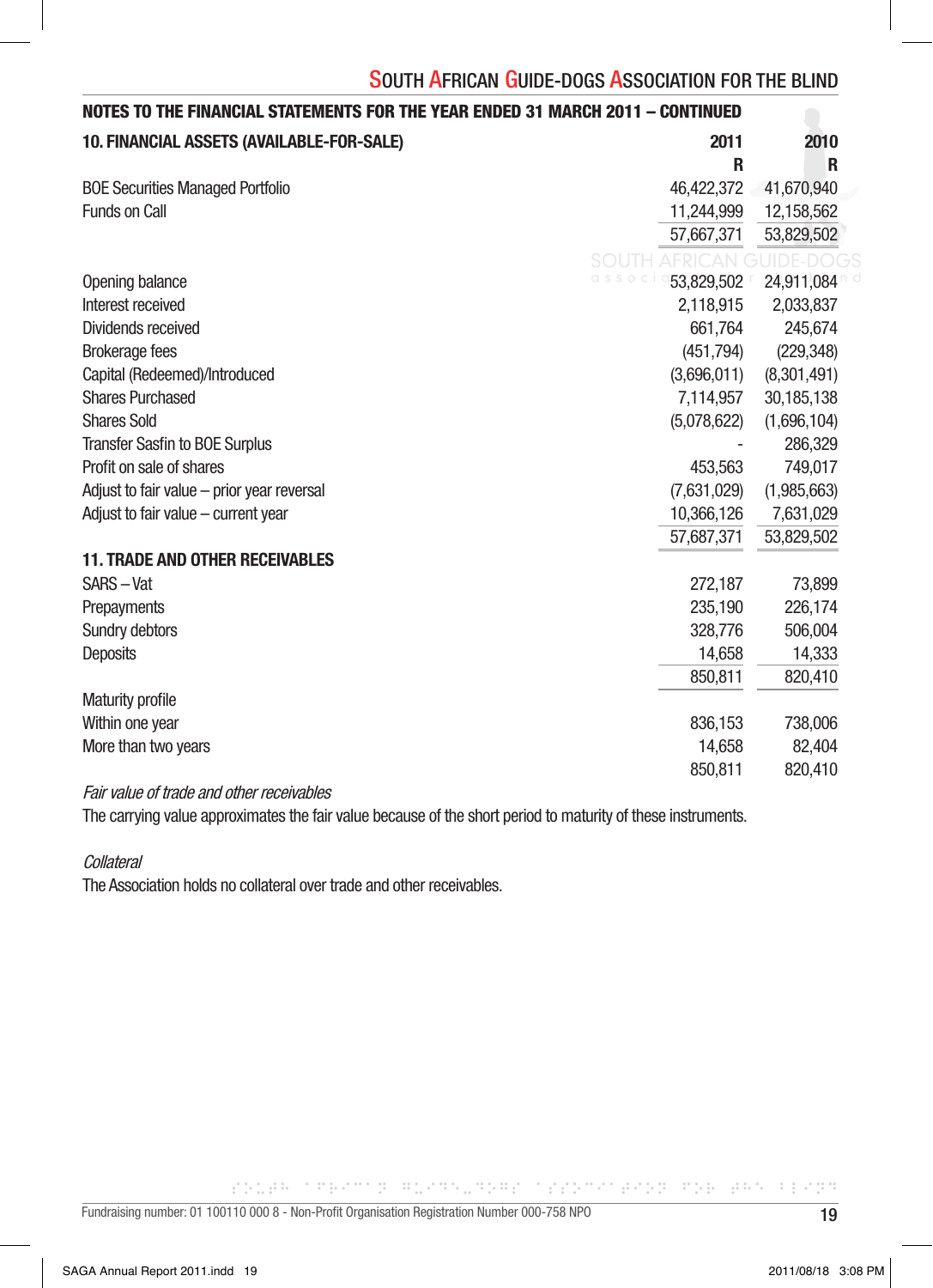## NOTES TO THE FINANCIAL STATEMENTS FOR THE YEAR ENDED 31 MARCH 2011 – CONTINUED

### 10. FINANCIAL ASSETS (AVAILABLE-FOR-SALE)

| | 2011 R | 2010 R |
|---|---|---|
| BOE Securities Managed Portfolio | 46,422,372 | 41,670,940 |
| Funds on Call | 11,244,999 | 12,158,562 |
| | 57,667,371 | 53,829,502 |
| Opening balance | 53,829,502 | 24,911,084 |
| Interest received | 2,118,915 | 2,033,837 |
| Dividends received | 661,764 | 245,674 |
| Brokerage fees | (451,794) | (229,348) |
| Capital (Redeemed)/Introduced | (3,696,011) | (8,301,491) |
| Shares Purchased | 7,114,957 | 30,185,138 |
| Shares Sold | (5,078,622) | (1,696,104) |
| Transfer Sasfin to BOE Surplus | - | 286,329 |
| Profit on sale of shares | 453,563 | 749,017 |
| Adjust to fair value – prior year reversal | (7,631,029) | (1,985,663) |
| Adjust to fair value – current year | 10,366,126 | 7,631,029 |
| | 57,687,371 | 53,829,502 |

### 11. TRADE AND OTHER RECEIVABLES

| | 2011 R | 2010 R |
|---|---|---|
| SARS – Vat | 272,187 | 73,899 |
| Prepayments | 235,190 | 226,174 |
| Sundry debtors | 328,776 | 506,004 |
| Deposits | 14,658 | 14,333 |
| | 850,811 | 820,410 |
| Maturity profile | | |
| Within one year | 836,153 | 738,006 |
| More than two years | 14,658 | 82,404 |
| | 850,811 | 820,410 |

*Fair value of trade and other receivables*

The carrying value approximates the fair value because of the short period to maturity of these instruments.

*Collateral*

The Association holds no collateral over trade and other receivables.

Fundraising number: 01 100110 000 8 - Non-Profit Organisation Registration Number 000-758 NPO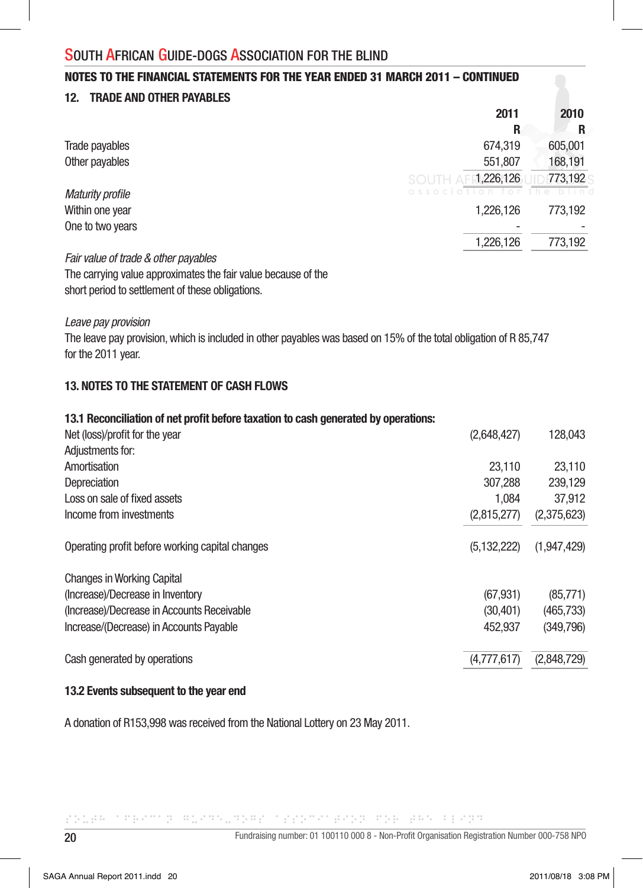## NOTES TO THE FINANCIAL STATEMENTS FOR THE YEAR ENDED 31 MARCH 2011 – CONTINUED

### 12. TRADE AND OTHER PAYABLES

| | 2011 | 2010 |
|---|---|---|
| | R | R |
| Trade payables | 674,319 | 605,001 |
| Other payables | 551,807 | 168,191 |
| | 1,226,126 | 773,192 |
| *Maturity profile* | | |
| Within one year | 1,226,126 | 773,192 |
| One to two years | - | - |
| | 1,226,126 | 773,192 |

*Fair value of trade & other payables*

The carrying value approximates the fair value because of the short period to settlement of these obligations.

*Leave pay provision*

The leave pay provision, which is included in other payables was based on 15% of the total obligation of R 85,747 for the 2011 year.

### 13. NOTES TO THE STATEMENT OF CASH FLOWS

**13.1 Reconciliation of net profit before taxation to cash generated by operations:**

| | 2011 | 2010 |
|---|---|---|
| Net (loss)/profit for the year | (2,648,427) | 128,043 |
| Adjustments for: | | |
| Amortisation | 23,110 | 23,110 |
| Depreciation | 307,288 | 239,129 |
| Loss on sale of fixed assets | 1,084 | 37,912 |
| Income from investments | (2,815,277) | (2,375,623) |
| Operating profit before working capital changes | (5,132,222) | (1,947,429) |
| Changes in Working Capital | | |
| (Increase)/Decrease in Inventory | (67,931) | (85,771) |
| (Increase)/Decrease in Accounts Receivable | (30,401) | (465,733) |
| Increase/(Decrease) in Accounts Payable | 452,937 | (349,796) |
| Cash generated by operations | (4,777,617) | (2,848,729) |

**13.2 Events subsequent to the year end**

A donation of R153,998 was received from the National Lottery on 23 May 2011.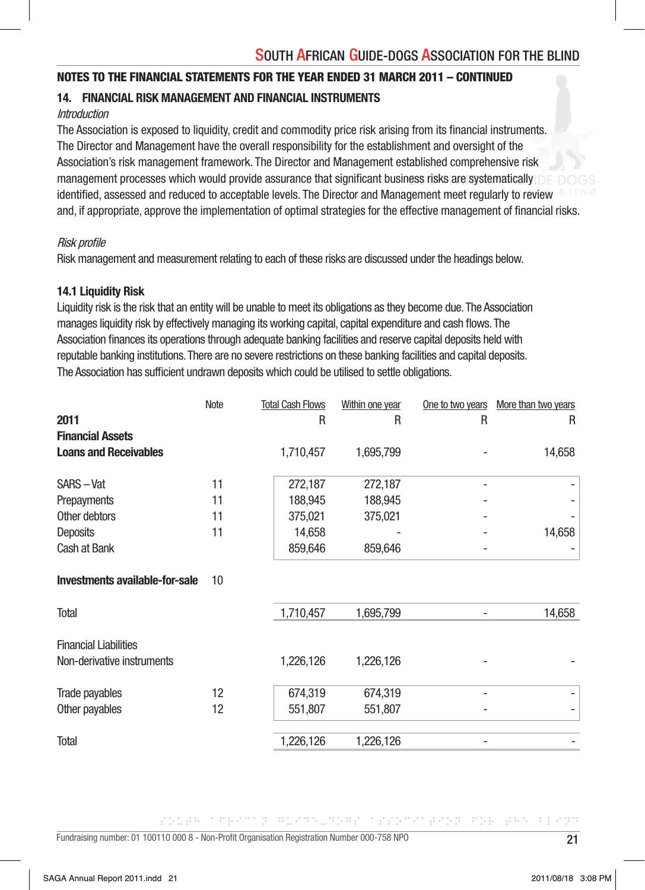## NOTES TO THE FINANCIAL STATEMENTS FOR THE YEAR ENDED 31 MARCH 2011 – CONTINUED

### 14. FINANCIAL RISK MANAGEMENT AND FINANCIAL INSTRUMENTS

*Introduction*

The Association is exposed to liquidity, credit and commodity price risk arising from its financial instruments. The Director and Management have the overall responsibility for the establishment and oversight of the Association's risk management framework. The Director and Management established comprehensive risk management processes which would provide assurance that significant business risks are systematically identified, assessed and reduced to acceptable levels. The Director and Management meet regularly to review and, if appropriate, approve the implementation of optimal strategies for the effective management of financial risks.

*Risk profile*

Risk management and measurement relating to each of these risks are discussed under the headings below.

**14.1 Liquidity Risk**

Liquidity risk is the risk that an entity will be unable to meet its obligations as they become due. The Association manages liquidity risk by effectively managing its working capital, capital expenditure and cash flows. The Association finances its operations through adequate banking facilities and reserve capital deposits held with reputable banking institutions. There are no severe restrictions on these banking facilities and capital deposits. The Association has sufficient undrawn deposits which could be utilised to settle obligations.

| | Note | Total Cash Flows | Within one year | One to two years | More than two years |
|---|---|---|---|---|---|
| **2011** | | R | R | R | R |
| **Financial Assets** | | | | | |
| **Loans and Receivables** | | 1,710,457 | 1,695,799 | - | 14,658 |
| SARS – Vat | 11 | 272,187 | 272,187 | - | - |
| Prepayments | 11 | 188,945 | 188,945 | - | - |
| Other debtors | 11 | 375,021 | 375,021 | - | - |
| Deposits | 11 | 14,658 | - | - | 14,658 |
| Cash at Bank | | 859,646 | 859,646 | - | - |
| **Investments available-for-sale** | 10 | | | | |
| Total | | 1,710,457 | 1,695,799 | - | 14,658 |
| Financial Liabilities | | | | | |
| Non-derivative instruments | | 1,226,126 | 1,226,126 | - | - |
| Trade payables | 12 | 674,319 | 674,319 | - | - |
| Other payables | 12 | 551,807 | 551,807 | - | - |
| Total | | 1,226,126 | 1,226,126 | - | - |

Fundraising number: 01 100110 000 8 - Non-Profit Organisation Registration Number 000-758 NPO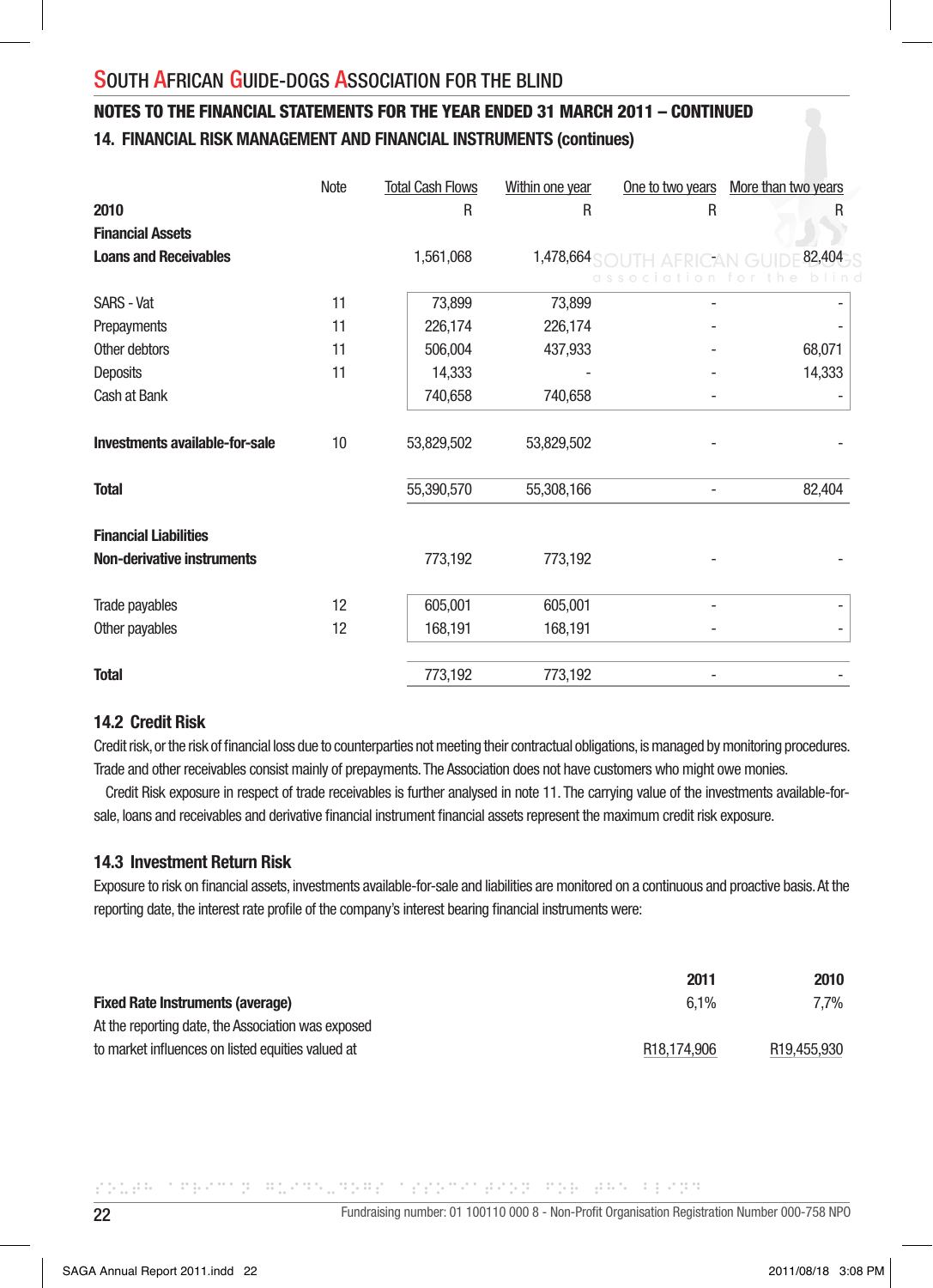## SOUTH AFRICAN GUIDE-DOGS ASSOCIATION FOR THE BLIND

### NOTES TO THE FINANCIAL STATEMENTS FOR THE YEAR ENDED 31 MARCH 2011 – CONTINUED

### 14. FINANCIAL RISK MANAGEMENT AND FINANCIAL INSTRUMENTS (continues)

| | Note | Total Cash Flows | Within one year | One to two years | More than two years |
|---|---|---|---|---|---|
| **2010** | | R | R | R | R |
| **Financial Assets** | | | | | |
| **Loans and Receivables** | | 1,561,068 | 1,478,664 | - | 82,404 |
| SARS - Vat | 11 | 73,899 | 73,899 | - | - |
| Prepayments | 11 | 226,174 | 226,174 | - | - |
| Other debtors | 11 | 506,004 | 437,933 | - | 68,071 |
| Deposits | 11 | 14,333 | - | - | 14,333 |
| Cash at Bank | | 740,658 | 740,658 | - | - |
| **Investments available-for-sale** | 10 | 53,829,502 | 53,829,502 | - | - |
| **Total** | | 55,390,570 | 55,308,166 | - | 82,404 |
| **Financial Liabilities** | | | | | |
| **Non-derivative instruments** | | 773,192 | 773,192 | - | - |
| Trade payables | 12 | 605,001 | 605,001 | - | - |
| Other payables | 12 | 168,191 | 168,191 | - | - |
| **Total** | | 773,192 | 773,192 | - | - |

### 14.2 Credit Risk

Credit risk, or the risk of financial loss due to counterparties not meeting their contractual obligations, is managed by monitoring procedures. Trade and other receivables consist mainly of prepayments. The Association does not have customers who might owe monies.

Credit Risk exposure in respect of trade receivables is further analysed in note 11. The carrying value of the investments available-for-sale, loans and receivables and derivative financial instrument financial assets represent the maximum credit risk exposure.

### 14.3 Investment Return Risk

Exposure to risk on financial assets, investments available-for-sale and liabilities are monitored on a continuous and proactive basis. At the reporting date, the interest rate profile of the company's interest bearing financial instruments were:

| | 2011 | 2010 |
|---|---|---|
| **Fixed Rate Instruments (average)** | 6,1% | 7,7% |
| At the reporting date, the Association was exposed to market influences on listed equities valued at | R18,174,906 | R19,455,930 |

Fundraising number: 01 100110 000 8 - Non-Profit Organisation Registration Number 000-758 NPO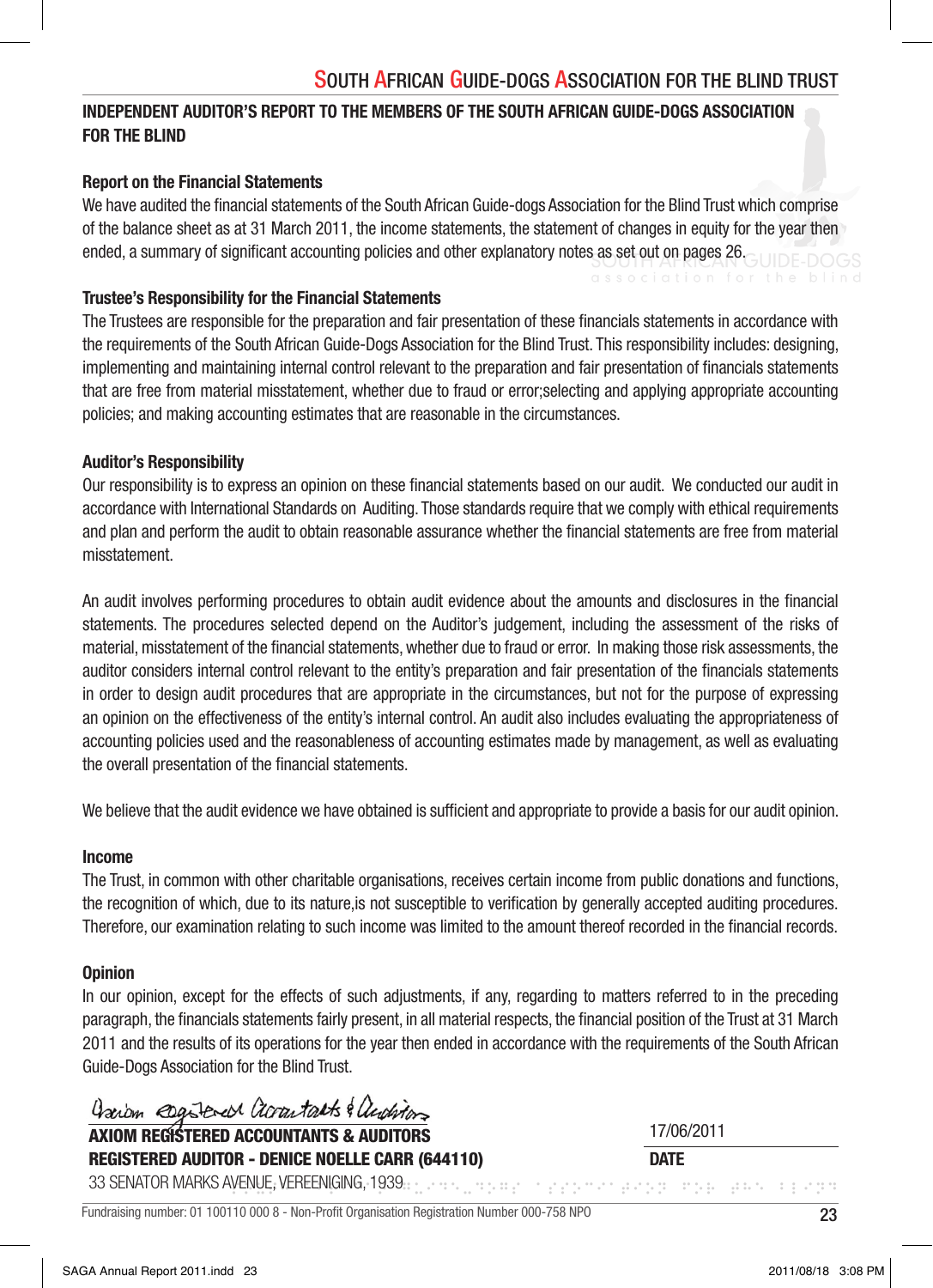## INDEPENDENT AUDITOR'S REPORT TO THE MEMBERS OF THE SOUTH AFRICAN GUIDE-DOGS ASSOCIATION FOR THE BLIND

### Report on the Financial Statements

We have audited the financial statements of the South African Guide-dogs Association for the Blind Trust which comprise of the balance sheet as at 31 March 2011, the income statements, the statement of changes in equity for the year then ended, a summary of significant accounting policies and other explanatory notes as set out on pages 26.

### Trustee's Responsibility for the Financial Statements

The Trustees are responsible for the preparation and fair presentation of these financials statements in accordance with the requirements of the South African Guide-Dogs Association for the Blind Trust. This responsibility includes: designing, implementing and maintaining internal control relevant to the preparation and fair presentation of financials statements that are free from material misstatement, whether due to fraud or error;selecting and applying appropriate accounting policies; and making accounting estimates that are reasonable in the circumstances.

### Auditor's Responsibility

Our responsibility is to express an opinion on these financial statements based on our audit. We conducted our audit in accordance with International Standards on Auditing. Those standards require that we comply with ethical requirements and plan and perform the audit to obtain reasonable assurance whether the financial statements are free from material misstatement.

An audit involves performing procedures to obtain audit evidence about the amounts and disclosures in the financial statements. The procedures selected depend on the Auditor's judgement, including the assessment of the risks of material, misstatement of the financial statements, whether due to fraud or error. In making those risk assessments, the auditor considers internal control relevant to the entity's preparation and fair presentation of the financials statements in order to design audit procedures that are appropriate in the circumstances, but not for the purpose of expressing an opinion on the effectiveness of the entity's internal control. An audit also includes evaluating the appropriateness of accounting policies used and the reasonableness of accounting estimates made by management, as well as evaluating the overall presentation of the financial statements.

We believe that the audit evidence we have obtained is sufficient and appropriate to provide a basis for our audit opinion.

### Income

The Trust, in common with other charitable organisations, receives certain income from public donations and functions, the recognition of which, due to its nature,is not susceptible to verification by generally accepted auditing procedures. Therefore, our examination relating to such income was limited to the amount thereof recorded in the financial records.

### Opinion

In our opinion, except for the effects of such adjustments, if any, regarding to matters referred to in the preceding paragraph, the financials statements fairly present, in all material respects, the financial position of the Trust at 31 March 2011 and the results of its operations for the year then ended in accordance with the requirements of the South African Guide-Dogs Association for the Blind Trust.

*Axiom Registered Accountants & Auditors*

**AXIOM REGISTERED ACCOUNTANTS & AUDITORS**
**REGISTERED AUDITOR - DENICE NOELLE CARR (644110)**
33 SENATOR MARKS AVENUE, VEREENIGING, 1939

17/06/2011
**DATE**

Fundraising number: 01 100110 000 8 - Non-Profit Organisation Registration Number 000-758 NPO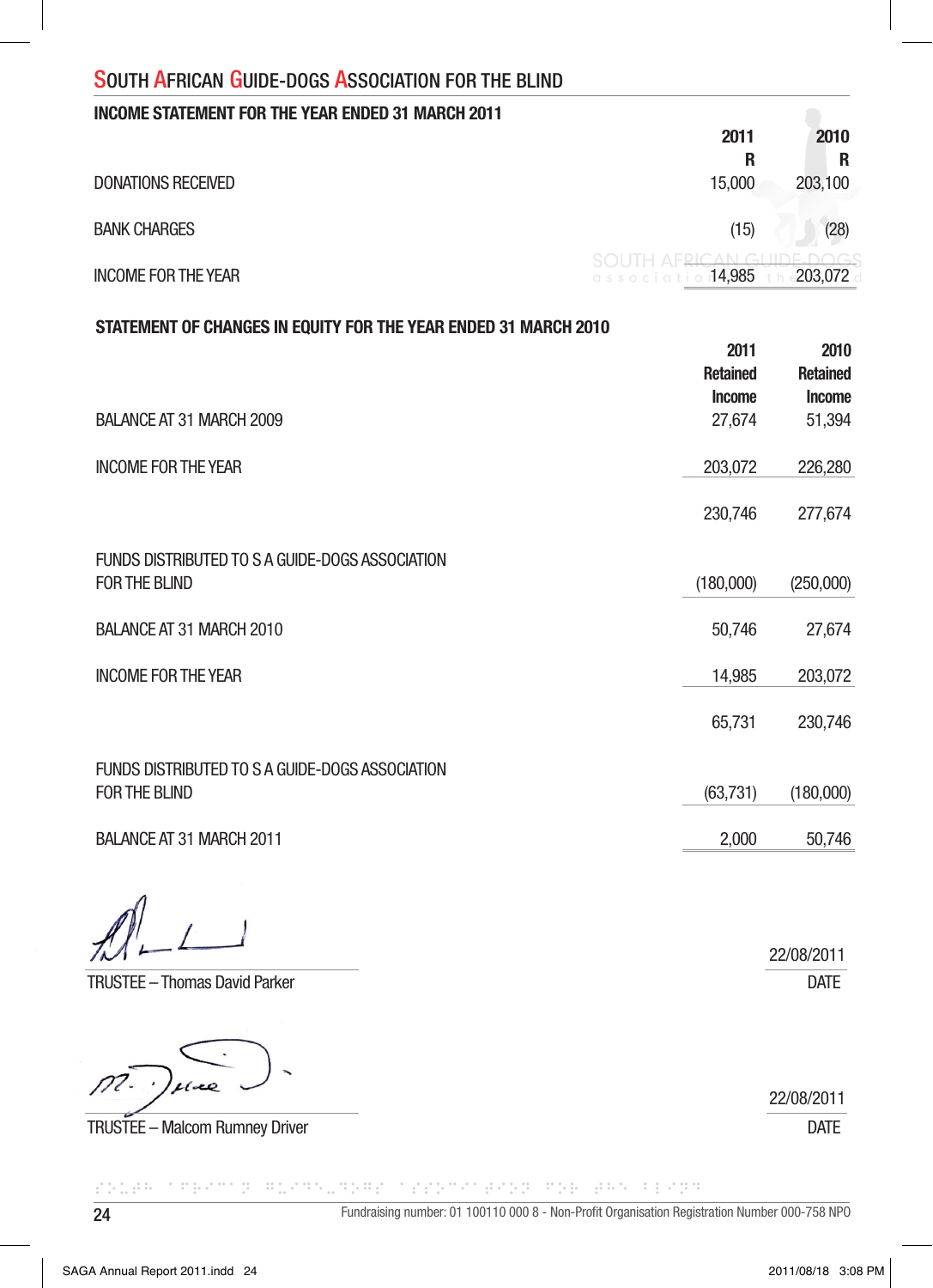## SOUTH AFRICAN GUIDE-DOGS ASSOCIATION FOR THE BLIND

### INCOME STATEMENT FOR THE YEAR ENDED 31 MARCH 2011

| | 2011 R | 2010 R |
|---|---|---|
| DONATIONS RECEIVED | 15,000 | 203,100 |
| BANK CHARGES | (15) | (28) |
| INCOME FOR THE YEAR | 14,985 | 203,072 |

### STATEMENT OF CHANGES IN EQUITY FOR THE YEAR ENDED 31 MARCH 2010

| | 2011 Retained Income | 2010 Retained Income |
|---|---|---|
| BALANCE AT 31 MARCH 2009 | 27,674 | 51,394 |
| INCOME FOR THE YEAR | 203,072 | 226,280 |
| | 230,746 | 277,674 |
| FUNDS DISTRIBUTED TO S A GUIDE-DOGS ASSOCIATION FOR THE BLIND | (180,000) | (250,000) |
| BALANCE AT 31 MARCH 2010 | 50,746 | 27,674 |
| INCOME FOR THE YEAR | 14,985 | 203,072 |
| | 65,731 | 230,746 |
| FUNDS DISTRIBUTED TO S A GUIDE-DOGS ASSOCIATION FOR THE BLIND | (63,731) | (180,000) |
| BALANCE AT 31 MARCH 2011 | 2,000 | 50,746 |

TRUSTEE – Thomas David Parker — DATE: 22/08/2011

TRUSTEE – Malcom Rumney Driver — DATE: 22/08/2011

Fundraising number: 01 100110 000 8 - Non-Profit Organisation Registration Number 000-758 NPO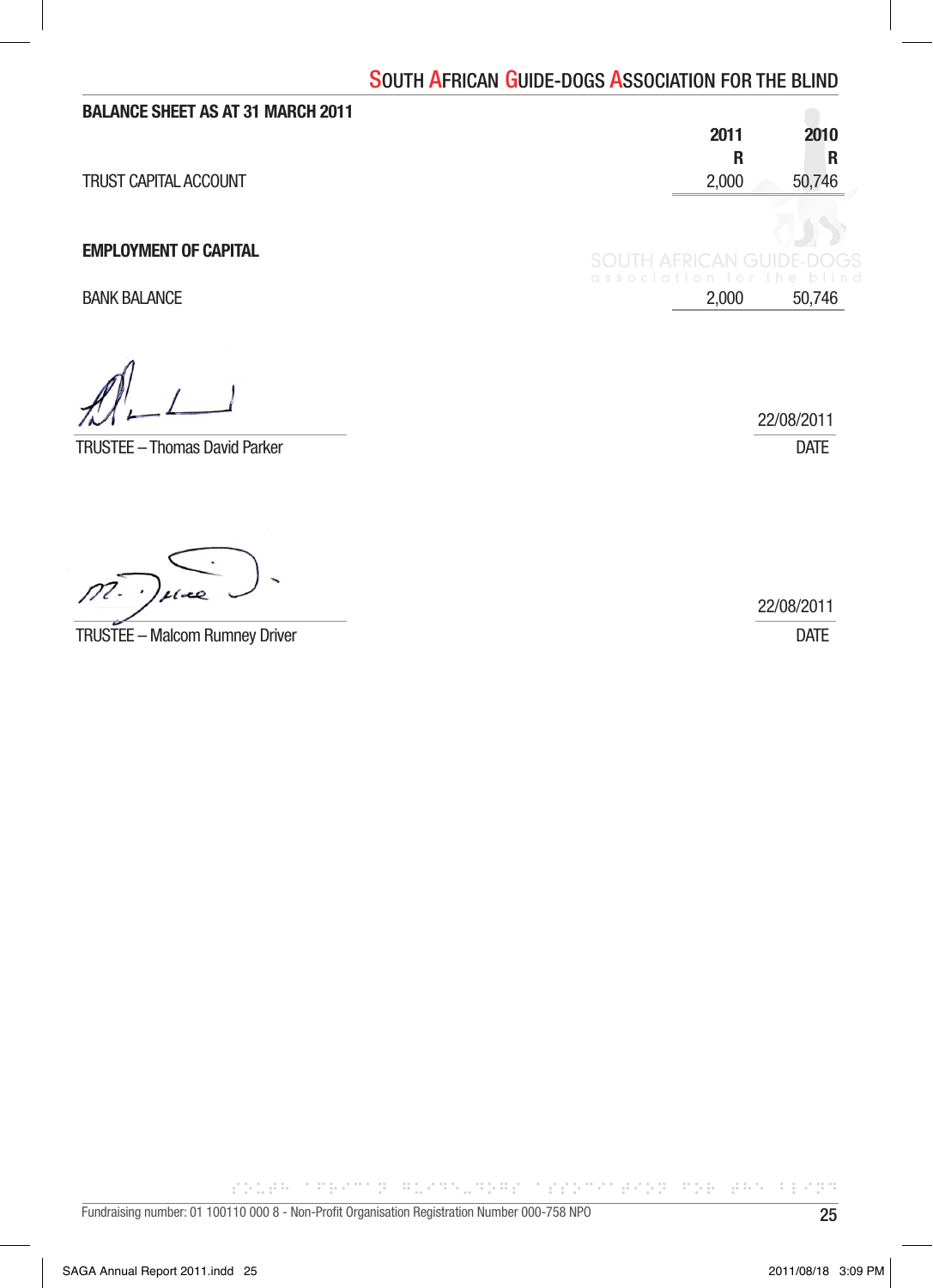## BALANCE SHEET AS AT 31 MARCH 2011

| | 2011 | 2010 |
|---|---|---|
| | R | R |
| TRUST CAPITAL ACCOUNT | 2,000 | 50,746 |
| **EMPLOYMENT OF CAPITAL** | | |
| BANK BALANCE | 2,000 | 50,746 |

TRUSTEE – Thomas David Parker

22/08/2011
DATE

TRUSTEE – Malcom Rumney Driver

22/08/2011
DATE

Fundraising number: 01 100110 000 8 - Non-Profit Organisation Registration Number 000-758 NPO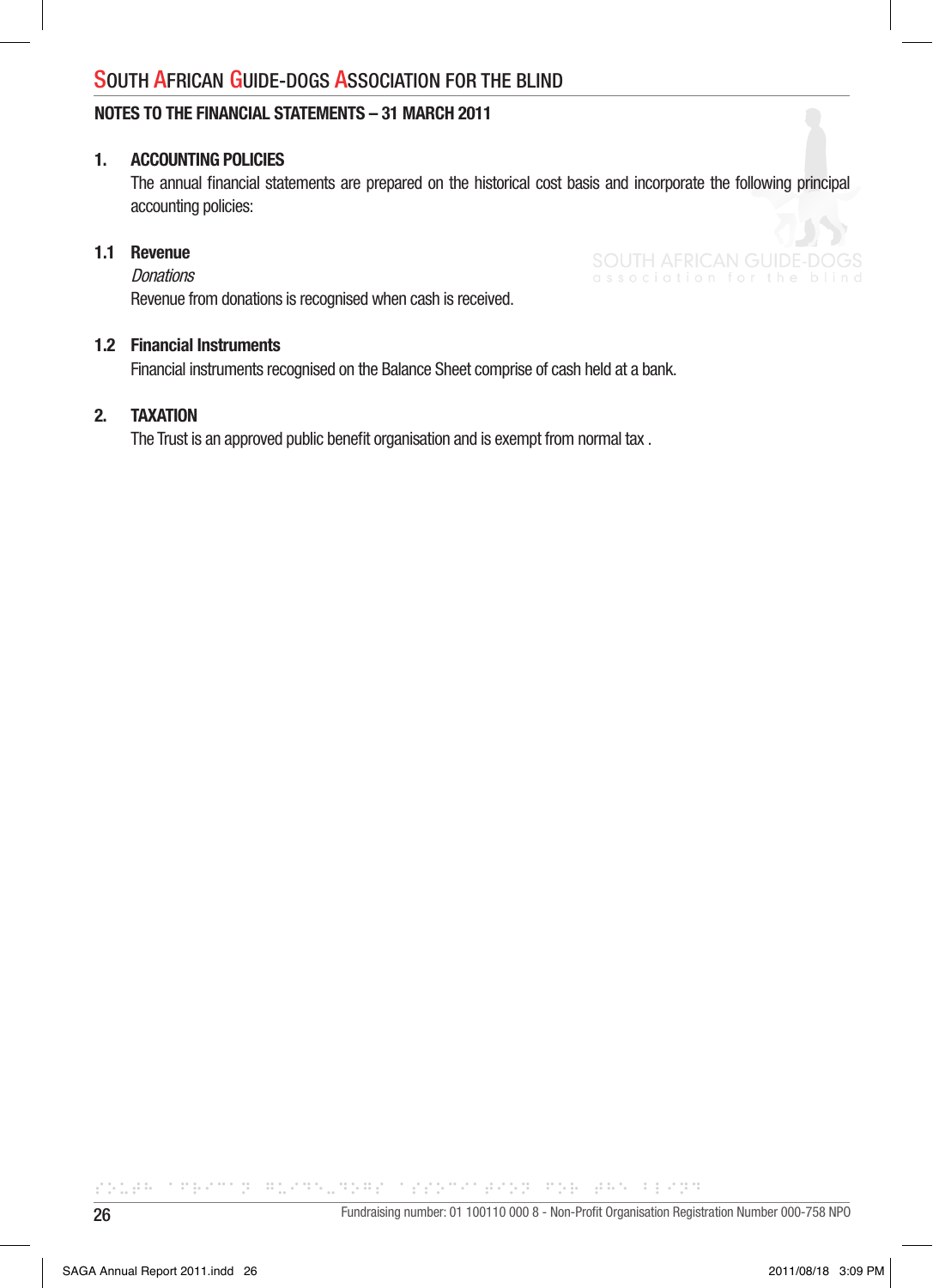## NOTES TO THE FINANCIAL STATEMENTS – 31 MARCH 2011

### 1. ACCOUNTING POLICIES

The annual financial statements are prepared on the historical cost basis and incorporate the following principal accounting policies:

#### 1.1 Revenue

*Donations*

Revenue from donations is recognised when cash is received.

#### 1.2 Financial Instruments

Financial instruments recognised on the Balance Sheet comprise of cash held at a bank.

### 2. TAXATION

The Trust is an approved public benefit organisation and is exempt from normal tax .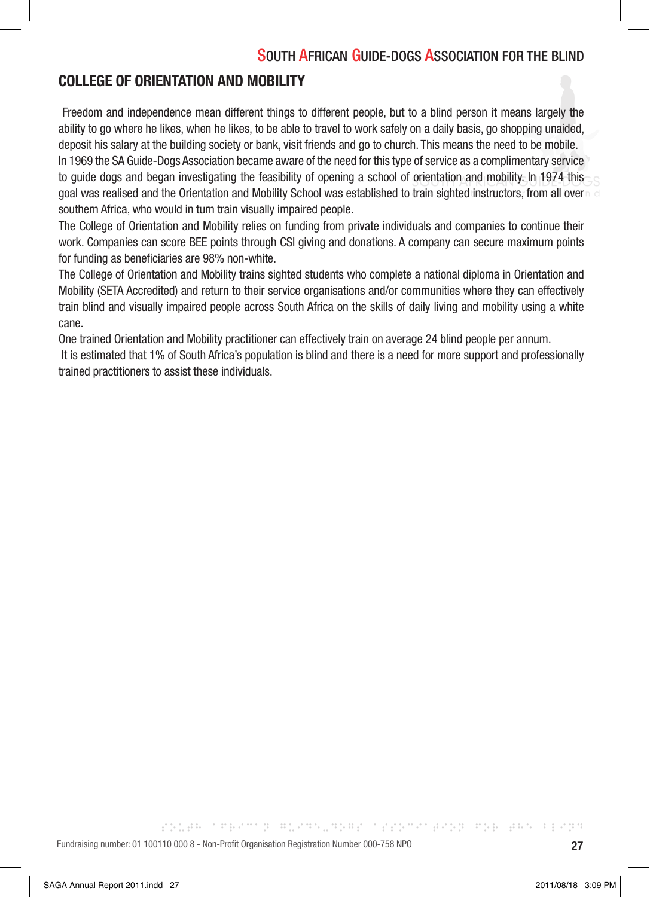## COLLEGE OF ORIENTATION AND MOBILITY

Freedom and independence mean different things to different people, but to a blind person it means largely the ability to go where he likes, when he likes, to be able to travel to work safely on a daily basis, go shopping unaided, deposit his salary at the building society or bank, visit friends and go to church. This means the need to be mobile.

In 1969 the SA Guide-Dogs Association became aware of the need for this type of service as a complimentary service to guide dogs and began investigating the feasibility of opening a school of orientation and mobility. In 1974 this goal was realised and the Orientation and Mobility School was established to train sighted instructors, from all over southern Africa, who would in turn train visually impaired people.

The College of Orientation and Mobility relies on funding from private individuals and companies to continue their work. Companies can score BEE points through CSI giving and donations. A company can secure maximum points for funding as beneficiaries are 98% non-white.

The College of Orientation and Mobility trains sighted students who complete a national diploma in Orientation and Mobility (SETA Accredited) and return to their service organisations and/or communities where they can effectively train blind and visually impaired people across South Africa on the skills of daily living and mobility using a white cane.

One trained Orientation and Mobility practitioner can effectively train on average 24 blind people per annum.

It is estimated that 1% of South Africa's population is blind and there is a need for more support and professionally trained practitioners to assist these individuals.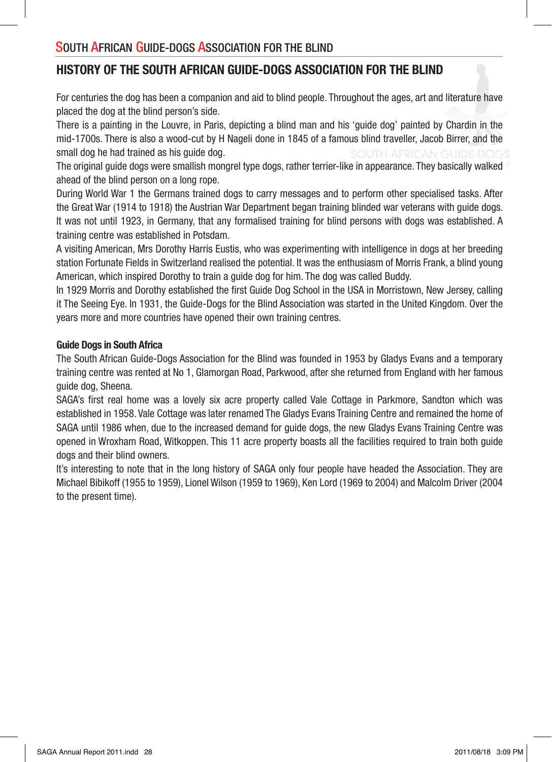# HISTORY OF THE SOUTH AFRICAN GUIDE-DOGS ASSOCIATION FOR THE BLIND

For centuries the dog has been a companion and aid to blind people. Throughout the ages, art and literature have placed the dog at the blind person's side.

There is a painting in the Louvre, in Paris, depicting a blind man and his 'guide dog' painted by Chardin in the mid-1700s. There is also a wood-cut by H Nageli done in 1845 of a famous blind traveller, Jacob Birrer, and the small dog he had trained as his guide dog.

The original guide dogs were smallish mongrel type dogs, rather terrier-like in appearance. They basically walked ahead of the blind person on a long rope.

During World War 1 the Germans trained dogs to carry messages and to perform other specialised tasks. After the Great War (1914 to 1918) the Austrian War Department began training blinded war veterans with guide dogs. It was not until 1923, in Germany, that any formalised training for blind persons with dogs was established. A training centre was established in Potsdam.

A visiting American, Mrs Dorothy Harris Eustis, who was experimenting with intelligence in dogs at her breeding station Fortunate Fields in Switzerland realised the potential. It was the enthusiasm of Morris Frank, a blind young American, which inspired Dorothy to train a guide dog for him. The dog was called Buddy.

In 1929 Morris and Dorothy established the first Guide Dog School in the USA in Morristown, New Jersey, calling it The Seeing Eye. In 1931, the Guide-Dogs for the Blind Association was started in the United Kingdom. Over the years more and more countries have opened their own training centres.

### Guide Dogs in South Africa

The South African Guide-Dogs Association for the Blind was founded in 1953 by Gladys Evans and a temporary training centre was rented at No 1, Glamorgan Road, Parkwood, after she returned from England with her famous guide dog, Sheena.

SAGA's first real home was a lovely six acre property called Vale Cottage in Parkmore, Sandton which was established in 1958. Vale Cottage was later renamed The Gladys Evans Training Centre and remained the home of SAGA until 1986 when, due to the increased demand for guide dogs, the new Gladys Evans Training Centre was opened in Wroxham Road, Witkoppen. This 11 acre property boasts all the facilities required to train both guide dogs and their blind owners.

It's interesting to note that in the long history of SAGA only four people have headed the Association. They are Michael Bibikoff (1955 to 1959), Lionel Wilson (1959 to 1969), Ken Lord (1969 to 2004) and Malcolm Driver (2004 to the present time).